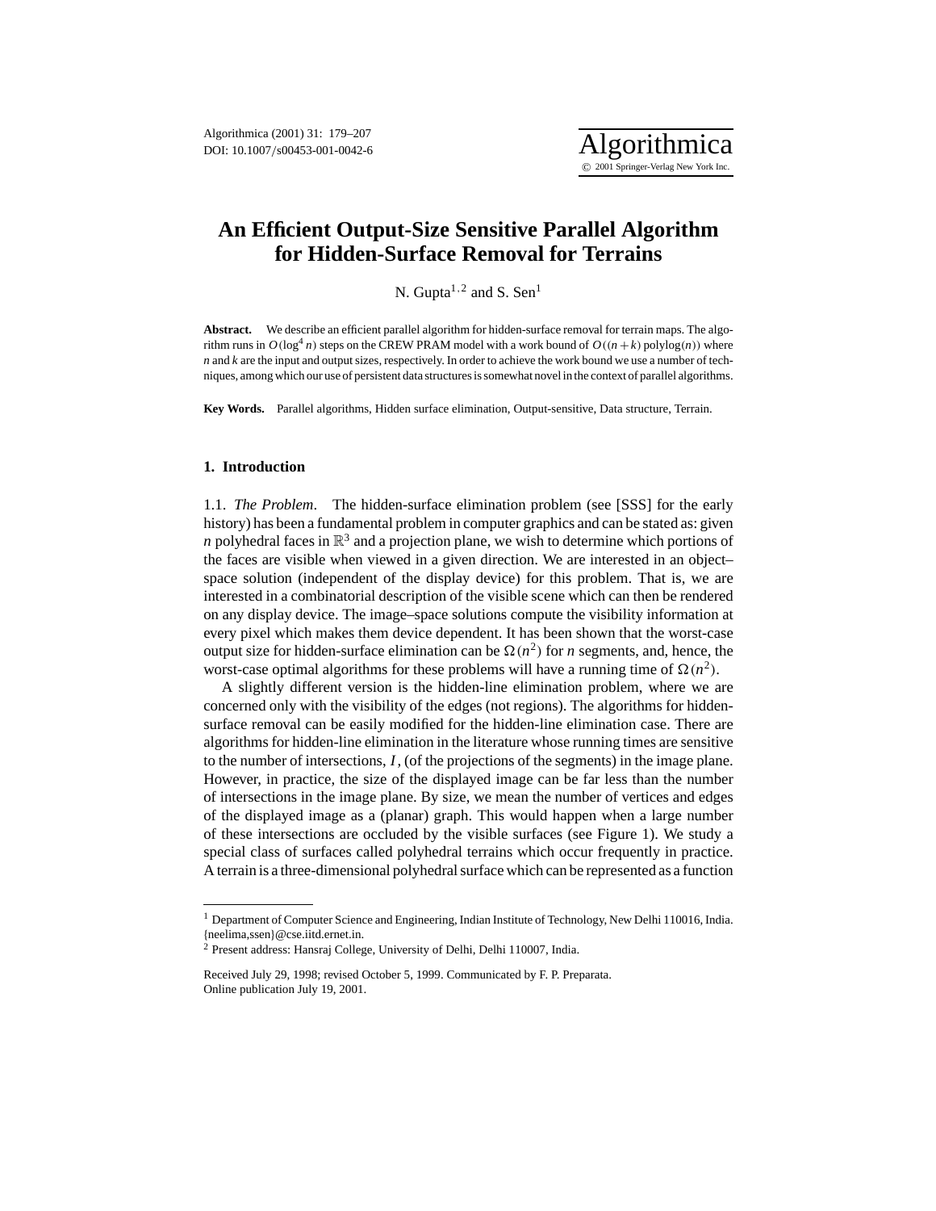# An Efficient Output-Size Sensitive Parallel Algorithm for Hidden-Surface Removal for Terrains

N. Gupta[1,2] and S. Sen[1]

**Abstract.** We describe an efficient parallel algorithm for hidden-surface removal for terrain maps. The algorithm runs in $O(\log^4 n)$ steps on the CREW PRAM model with a work bound of $O((n+k)\,\text{polylog}(n))$ where $n$ and $k$ are the input and output sizes, respectively. In order to achieve the work bound we use a number of techniques, among which our use of persistent data structures is somewhat novel in the context of parallel algorithms.

**Key Words.** Parallel algorithms, Hidden surface elimination, Output-sensitive, Data structure, Terrain.

## 1. Introduction

1.1. *The Problem*. The hidden-surface elimination problem (see [SSS] for the early history) has been a fundamental problem in computer graphics and can be stated as: given $n$ polyhedral faces in $\mathbb{R}^3$ and a projection plane, we wish to determine which portions of the faces are visible when viewed in a given direction. We are interested in an object–space solution (independent of the display device) for this problem. That is, we are interested in a combinatorial description of the visible scene which can then be rendered on any display device. The image–space solutions compute the visibility information at every pixel which makes them device dependent. It has been shown that the worst-case output size for hidden-surface elimination can be $\Omega(n^2)$ for $n$ segments, and, hence, the worst-case optimal algorithms for these problems will have a running time of $\Omega(n^2)$.

A slightly different version is the hidden-line elimination problem, where we are concerned only with the visibility of the edges (not regions). The algorithms for hidden-surface removal can be easily modified for the hidden-line elimination case. There are algorithms for hidden-line elimination in the literature whose running times are sensitive to the number of intersections, $I$, (of the projections of the segments) in the image plane. However, in practice, the size of the displayed image can be far less than the number of intersections in the image plane. By size, we mean the number of vertices and edges of the displayed image as a (planar) graph. This would happen when a large number of these intersections are occluded by the visible surfaces (see Figure 1). We study a special class of surfaces called polyhedral terrains which occur frequently in practice. A terrain is a three-dimensional polyhedral surface which can be represented as a function

---

[1] Department of Computer Science and Engineering, Indian Institute of Technology, New Delhi 110016, India. {neelima,ssen}@cse.iitd.ernet.in.

[2] Present address: Hansraj College, University of Delhi, Delhi 110007, India.

Received July 29, 1998; revised October 5, 1999. Communicated by F. P. Preparata.
Online publication July 19, 2001.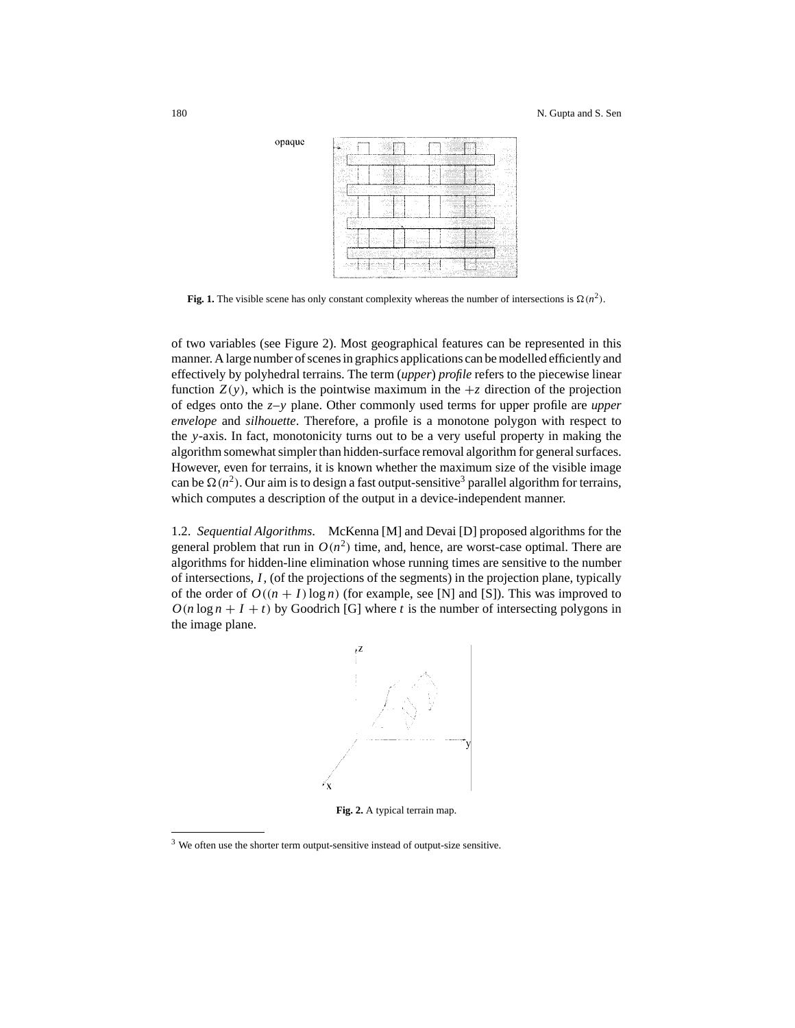**Fig. 1.** The visible scene has only constant complexity whereas the number of intersections is $\Omega(n^2)$.

of two variables (see Figure 2). Most geographical features can be represented in this manner. A large number of scenes in graphics applications can be modelled efficiently and effectively by polyhedral terrains. The term (*upper*) *profile* refers to the piecewise linear function $Z(y)$, which is the pointwise maximum in the $+z$ direction of the projection of edges onto the $z$–$y$ plane. Other commonly used terms for upper profile are *upper envelope* and *silhouette*. Therefore, a profile is a monotone polygon with respect to the $y$-axis. In fact, monotonicity turns out to be a very useful property in making the algorithm somewhat simpler than hidden-surface removal algorithm for general surfaces. However, even for terrains, it is known whether the maximum size of the visible image can be $\Omega(n^2)$. Our aim is to design a fast output-sensitive[3] parallel algorithm for terrains, which computes a description of the output in a device-independent manner.

1.2. *Sequential Algorithms*. McKenna [M] and Devai [D] proposed algorithms for the general problem that run in $O(n^2)$ time, and, hence, are worst-case optimal. There are algorithms for hidden-line elimination whose running times are sensitive to the number of intersections, $I$, (of the projections of the segments) in the projection plane, typically of the order of $O((n + I)\log n)$ (for example, see [N] and [S]). This was improved to $O(n \log n + I + t)$ by Goodrich [G] where $t$ is the number of intersecting polygons in the image plane.

**Fig. 2.** A typical terrain map.

[3] We often use the shorter term output-sensitive instead of output-size sensitive.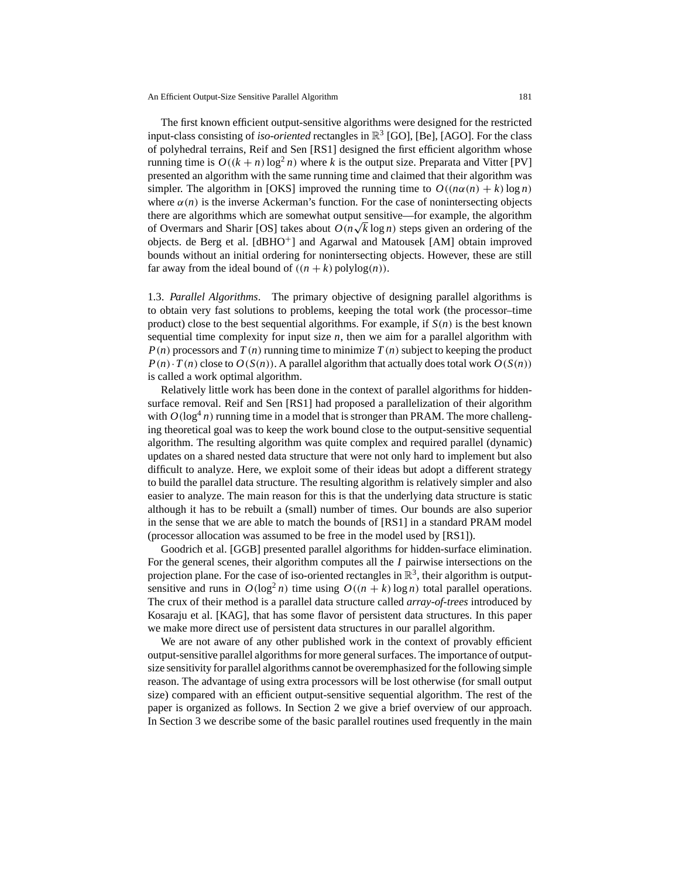The first known efficient output-sensitive algorithms were designed for the restricted input-class consisting of *iso-oriented* rectangles in $\mathbb{R}^3$ [GO], [Be], [AGO]. For the class of polyhedral terrains, Reif and Sen [RS1] designed the first efficient algorithm whose running time is $O((k+n)\log^2 n)$ where $k$ is the output size. Preparata and Vitter [PV] presented an algorithm with the same running time and claimed that their algorithm was simpler. The algorithm in [OKS] improved the running time to $O((n\alpha(n)+k)\log n)$ where $\alpha(n)$ is the inverse Ackerman's function. For the case of nonintersecting objects there are algorithms which are somewhat output sensitive—for example, the algorithm of Overmars and Sharir [OS] takes about $O(n\sqrt{k}\log n)$ steps given an ordering of the objects. de Berg et al. [dBHO$^+$] and Agarwal and Matousek [AM] obtain improved bounds without an initial ordering for nonintersecting objects. However, these are still far away from the ideal bound of $((n+k)\,\text{polylog}(n))$.

1.3. *Parallel Algorithms*. The primary objective of designing parallel algorithms is to obtain very fast solutions to problems, keeping the total work (the processor–time product) close to the best sequential algorithms. For example, if $S(n)$ is the best known sequential time complexity for input size $n$, then we aim for a parallel algorithm with $P(n)$ processors and $T(n)$ running time to minimize $T(n)$ subject to keeping the product $P(n)\cdot T(n)$ close to $O(S(n))$. A parallel algorithm that actually does total work $O(S(n))$ is called a work optimal algorithm.

Relatively little work has been done in the context of parallel algorithms for hidden-surface removal. Reif and Sen [RS1] had proposed a parallelization of their algorithm with $O(\log^4 n)$ running time in a model that is stronger than PRAM. The more challenging theoretical goal was to keep the work bound close to the output-sensitive sequential algorithm. The resulting algorithm was quite complex and required parallel (dynamic) updates on a shared nested data structure that were not only hard to implement but also difficult to analyze. Here, we exploit some of their ideas but adopt a different strategy to build the parallel data structure. The resulting algorithm is relatively simpler and also easier to analyze. The main reason for this is that the underlying data structure is static although it has to be rebuilt a (small) number of times. Our bounds are also superior in the sense that we are able to match the bounds of [RS1] in a standard PRAM model (processor allocation was assumed to be free in the model used by [RS1]).

Goodrich et al. [GGB] presented parallel algorithms for hidden-surface elimination. For the general scenes, their algorithm computes all the $I$ pairwise intersections on the projection plane. For the case of iso-oriented rectangles in $\mathbb{R}^3$, their algorithm is output-sensitive and runs in $O(\log^2 n)$ time using $O((n+k)\log n)$ total parallel operations. The crux of their method is a parallel data structure called *array-of-trees* introduced by Kosaraju et al. [KAG], that has some flavor of persistent data structures. In this paper we make more direct use of persistent data structures in our parallel algorithm.

We are not aware of any other published work in the context of provably efficient output-sensitive parallel algorithms for more general surfaces. The importance of output-size sensitivity for parallel algorithms cannot be overemphasized for the following simple reason. The advantage of using extra processors will be lost otherwise (for small output size) compared with an efficient output-sensitive sequential algorithm. The rest of the paper is organized as follows. In Section 2 we give a brief overview of our approach. In Section 3 we describe some of the basic parallel routines used frequently in the main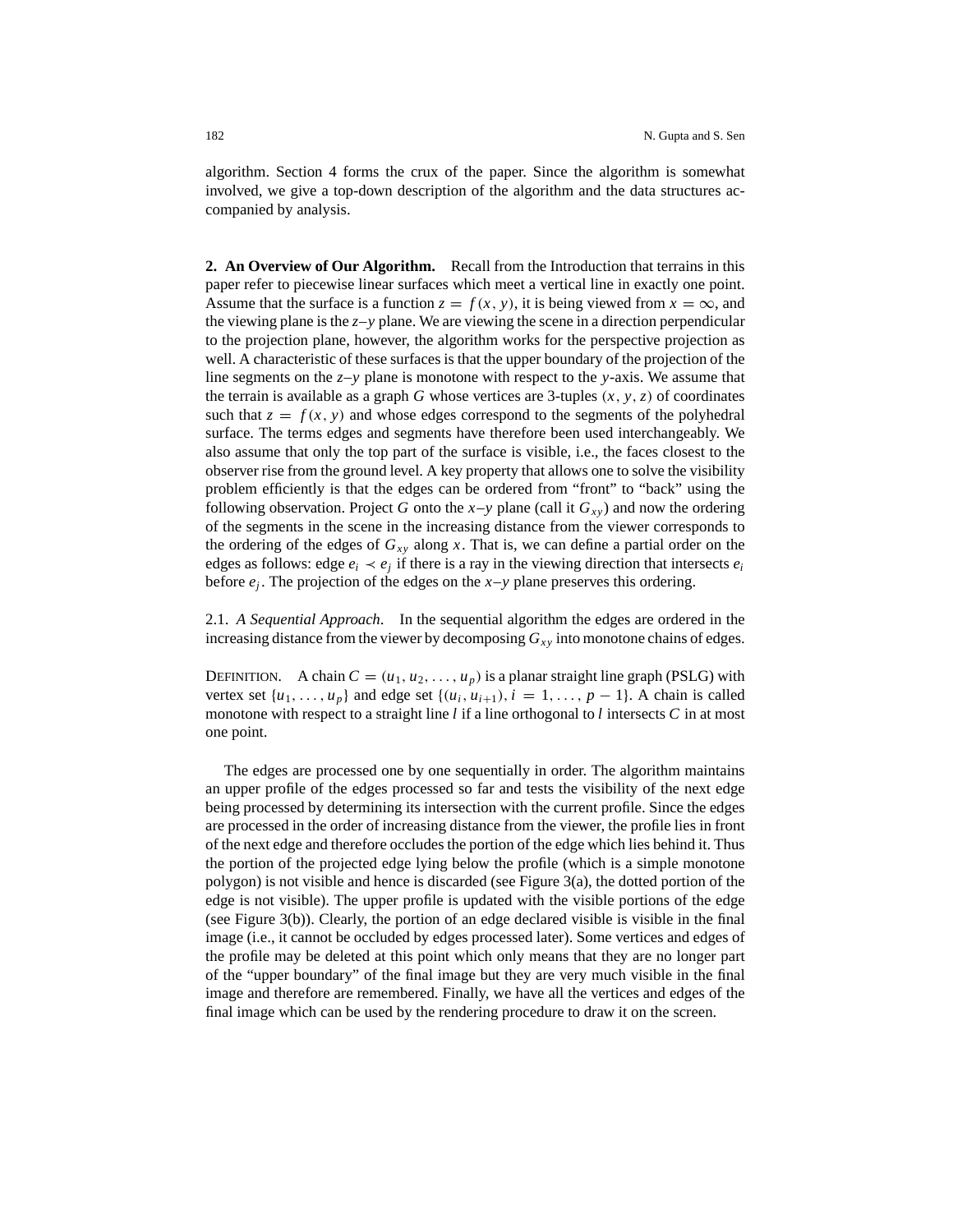algorithm. Section 4 forms the crux of the paper. Since the algorithm is somewhat involved, we give a top-down description of the algorithm and the data structures accompanied by analysis.

## 2. An Overview of Our Algorithm.

Recall from the Introduction that terrains in this paper refer to piecewise linear surfaces which meet a vertical line in exactly one point. Assume that the surface is a function $z = f(x, y)$, it is being viewed from $x = \infty$, and the viewing plane is the $z$–$y$ plane. We are viewing the scene in a direction perpendicular to the projection plane, however, the algorithm works for the perspective projection as well. A characteristic of these surfaces is that the upper boundary of the projection of the line segments on the $z$–$y$ plane is monotone with respect to the $y$-axis. We assume that the terrain is available as a graph $G$ whose vertices are 3-tuples $(x, y, z)$ of coordinates such that $z = f(x, y)$ and whose edges correspond to the segments of the polyhedral surface. The terms edges and segments have therefore been used interchangeably. We also assume that only the top part of the surface is visible, i.e., the faces closest to the observer rise from the ground level. A key property that allows one to solve the visibility problem efficiently is that the edges can be ordered from "front" to "back" using the following observation. Project $G$ onto the $x$–$y$ plane (call it $G_{xy}$) and now the ordering of the segments in the scene in the increasing distance from the viewer corresponds to the ordering of the edges of $G_{xy}$ along $x$. That is, we can define a partial order on the edges as follows: edge $e_i \prec e_j$ if there is a ray in the viewing direction that intersects $e_i$ before $e_j$. The projection of the edges on the $x$–$y$ plane preserves this ordering.

### 2.1. *A Sequential Approach*.

In the sequential algorithm the edges are ordered in the increasing distance from the viewer by decomposing $G_{xy}$ into monotone chains of edges.

DEFINITION. A chain $C = (u_1, u_2, \ldots, u_p)$ is a planar straight line graph (PSLG) with vertex set $\{u_1, \ldots, u_p\}$ and edge set $\{(u_i, u_{i+1}), i = 1, \ldots, p - 1\}$. A chain is called monotone with respect to a straight line $l$ if a line orthogonal to $l$ intersects $C$ in at most one point.

The edges are processed one by one sequentially in order. The algorithm maintains an upper profile of the edges processed so far and tests the visibility of the next edge being processed by determining its intersection with the current profile. Since the edges are processed in the order of increasing distance from the viewer, the profile lies in front of the next edge and therefore occludes the portion of the edge which lies behind it. Thus the portion of the projected edge lying below the profile (which is a simple monotone polygon) is not visible and hence is discarded (see Figure 3(a), the dotted portion of the edge is not visible). The upper profile is updated with the visible portions of the edge (see Figure 3(b)). Clearly, the portion of an edge declared visible is visible in the final image (i.e., it cannot be occluded by edges processed later). Some vertices and edges of the profile may be deleted at this point which only means that they are no longer part of the "upper boundary" of the final image but they are very much visible in the final image and therefore are remembered. Finally, we have all the vertices and edges of the final image which can be used by the rendering procedure to draw it on the screen.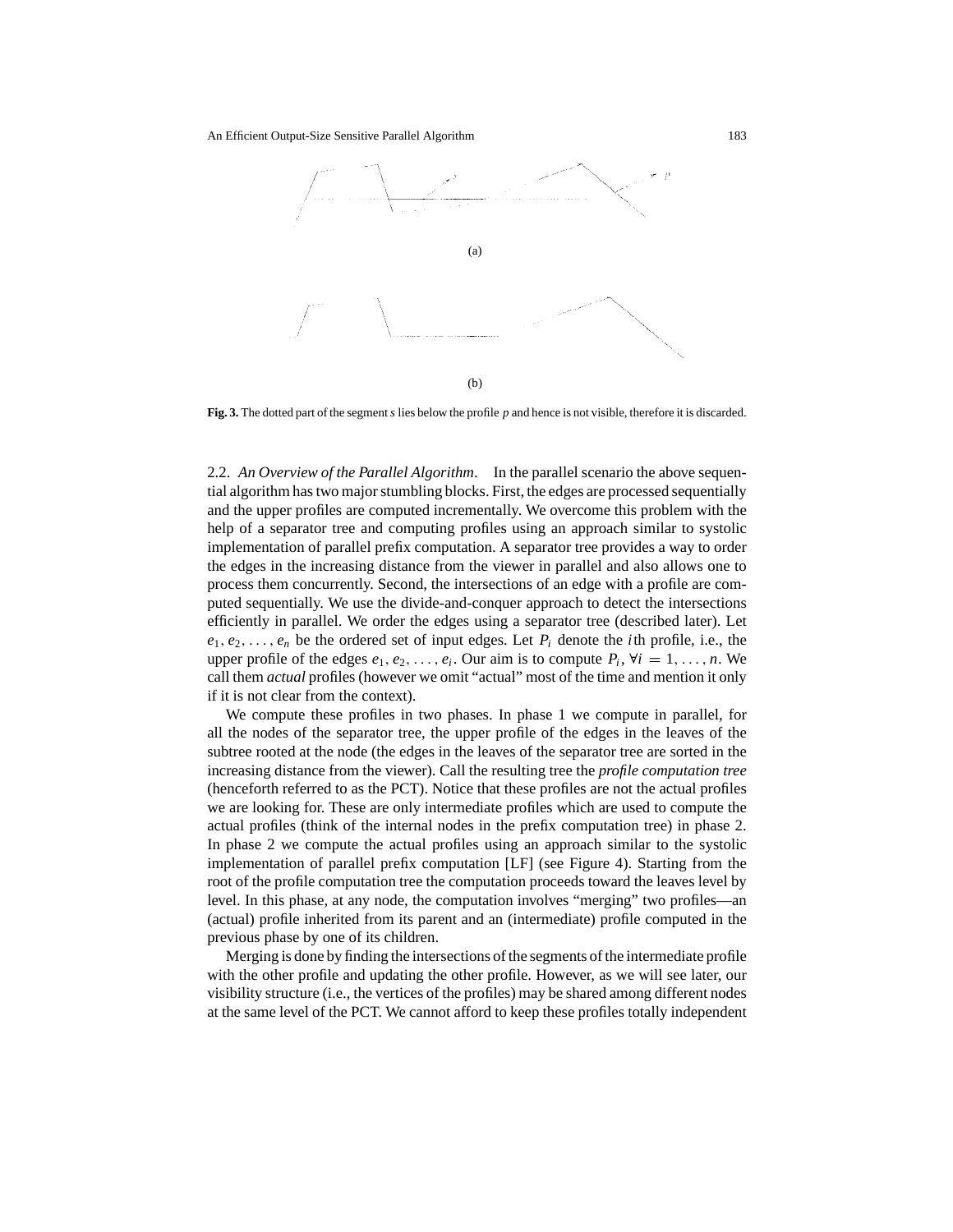(a)

(b)

**Fig. 3.** The dotted part of the segment *s* lies below the profile *p* and hence is not visible, therefore it is discarded.

2.2. *An Overview of the Parallel Algorithm*. In the parallel scenario the above sequential algorithm has two major stumbling blocks. First, the edges are processed sequentially and the upper profiles are computed incrementally. We overcome this problem with the help of a separator tree and computing profiles using an approach similar to systolic implementation of parallel prefix computation. A separator tree provides a way to order the edges in the increasing distance from the viewer in parallel and also allows one to process them concurrently. Second, the intersections of an edge with a profile are computed sequentially. We use the divide-and-conquer approach to detect the intersections efficiently in parallel. We order the edges using a separator tree (described later). Let $e_1, e_2, \ldots, e_n$ be the ordered set of input edges. Let $P_i$ denote the $i$th profile, i.e., the upper profile of the edges $e_1, e_2, \ldots, e_i$. Our aim is to compute $P_i$, $\forall i = 1, \ldots, n$. We call them *actual* profiles (however we omit "actual" most of the time and mention it only if it is not clear from the context).

We compute these profiles in two phases. In phase 1 we compute in parallel, for all the nodes of the separator tree, the upper profile of the edges in the leaves of the subtree rooted at the node (the edges in the leaves of the separator tree are sorted in the increasing distance from the viewer). Call the resulting tree the *profile computation tree* (henceforth referred to as the PCT). Notice that these profiles are not the actual profiles we are looking for. These are only intermediate profiles which are used to compute the actual profiles (think of the internal nodes in the prefix computation tree) in phase 2. In phase 2 we compute the actual profiles using an approach similar to the systolic implementation of parallel prefix computation [LF] (see Figure 4). Starting from the root of the profile computation tree the computation proceeds toward the leaves level by level. In this phase, at any node, the computation involves "merging" two profiles—an (actual) profile inherited from its parent and an (intermediate) profile computed in the previous phase by one of its children.

Merging is done by finding the intersections of the segments of the intermediate profile with the other profile and updating the other profile. However, as we will see later, our visibility structure (i.e., the vertices of the profiles) may be shared among different nodes at the same level of the PCT. We cannot afford to keep these profiles totally independent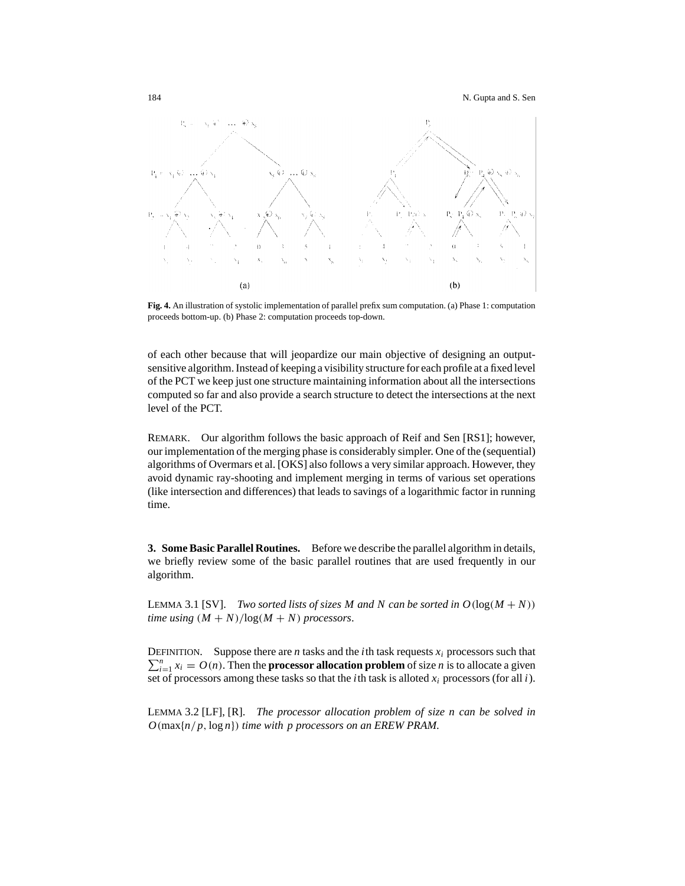**Fig. 4.** An illustration of systolic implementation of parallel prefix sum computation. (a) Phase 1: computation proceeds bottom-up. (b) Phase 2: computation proceeds top-down.

of each other because that will jeopardize our main objective of designing an output-sensitive algorithm. Instead of keeping a visibility structure for each profile at a fixed level of the PCT we keep just one structure maintaining information about all the intersections computed so far and also provide a search structure to detect the intersections at the next level of the PCT.

REMARK. Our algorithm follows the basic approach of Reif and Sen [RS1]; however, our implementation of the merging phase is considerably simpler. One of the (sequential) algorithms of Overmars et al. [OKS] also follows a very similar approach. However, they avoid dynamic ray-shooting and implement merging in terms of various set operations (like intersection and differences) that leads to savings of a logarithmic factor in running time.

## 3. Some Basic Parallel Routines.

Before we describe the parallel algorithm in details, we briefly review some of the basic parallel routines that are used frequently in our algorithm.

LEMMA 3.1 [SV]. *Two sorted lists of sizes $M$ and $N$ can be sorted in $O(\log(M+N))$ time using $(M+N)/\log(M+N)$ processors.*

DEFINITION. Suppose there are $n$ tasks and the $i$th task requests $x_i$ processors such that $\sum_{i=1}^{n} x_i = O(n)$. Then the **processor allocation problem** of size $n$ is to allocate a given set of processors among these tasks so that the $i$th task is alloted $x_i$ processors (for all $i$).

LEMMA 3.2 [LF], [R]. *The processor allocation problem of size $n$ can be solved in $O(\max\{n/p, \log n\})$ time with $p$ processors on an EREW PRAM.*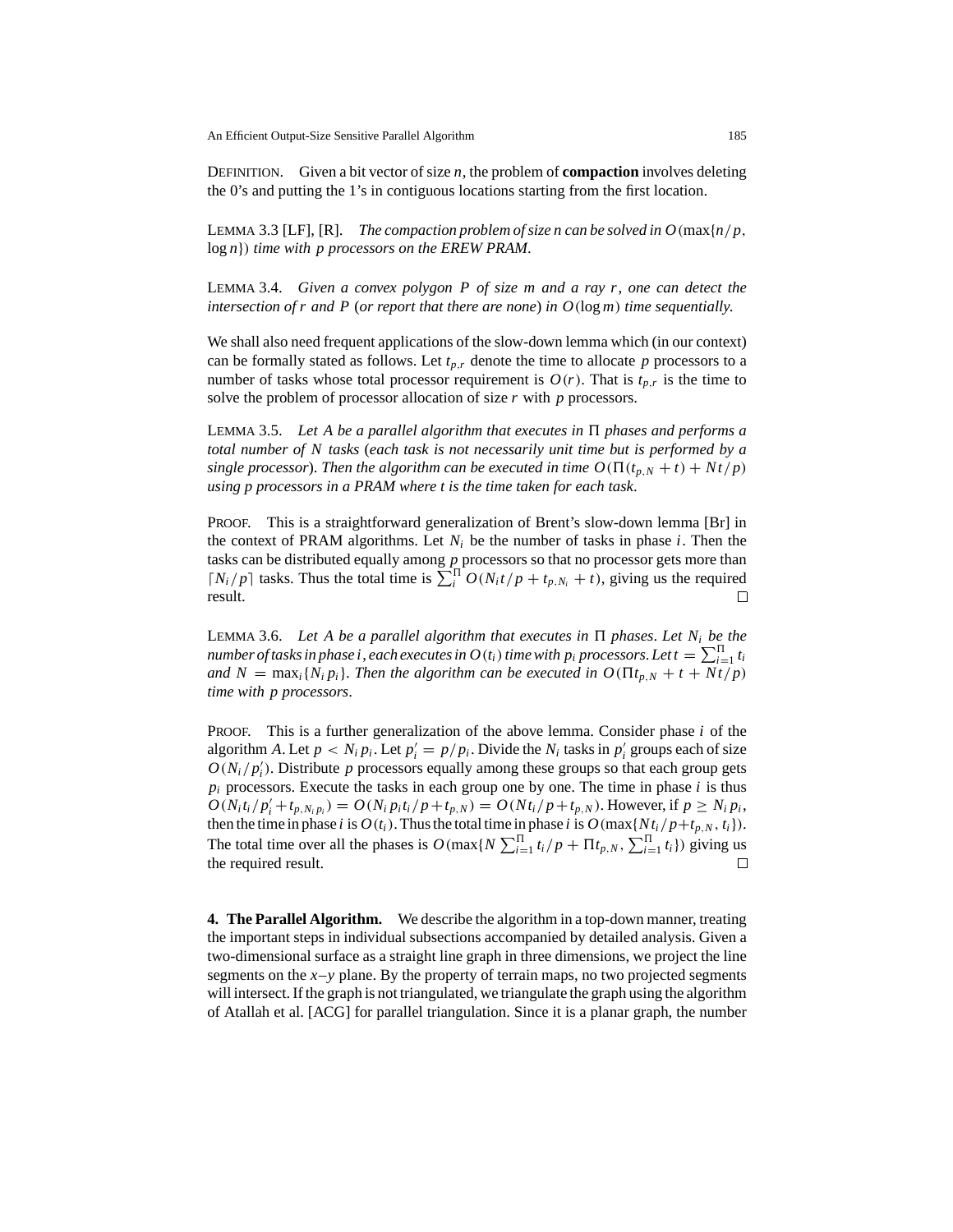DEFINITION. Given a bit vector of size $n$, the problem of **compaction** involves deleting the 0's and putting the 1's in contiguous locations starting from the first location.

LEMMA 3.3 [LF], [R]. *The compaction problem of size $n$ can be solved in $O(\max\{n/p, \log n\})$ time with $p$ processors on the EREW PRAM.*

LEMMA 3.4. *Given a convex polygon $P$ of size $m$ and a ray $r$, one can detect the intersection of $r$ and $P$ (or report that there are none) in $O(\log m)$ time sequentially.*

We shall also need frequent applications of the slow-down lemma which (in our context) can be formally stated as follows. Let $t_{p,r}$ denote the time to allocate $p$ processors to a number of tasks whose total processor requirement is $O(r)$. That is $t_{p,r}$ is the time to solve the problem of processor allocation of size $r$ with $p$ processors.

LEMMA 3.5. *Let $A$ be a parallel algorithm that executes in $\Pi$ phases and performs a total number of $N$ tasks (each task is not necessarily unit time but is performed by a single processor). Then the algorithm can be executed in time $O(\Pi(t_{p,N} + t) + Nt/p)$ using $p$ processors in a PRAM where $t$ is the time taken for each task.*

PROOF. This is a straightforward generalization of Brent's slow-down lemma [Br] in the context of PRAM algorithms. Let $N_i$ be the number of tasks in phase $i$. Then the tasks can be distributed equally among $p$ processors so that no processor gets more than $\lceil N_i/p \rceil$ tasks. Thus the total time is $\sum_i^{\Pi} O(N_i t/p + t_{p,N_i} + t)$, giving us the required result. □

LEMMA 3.6. *Let $A$ be a parallel algorithm that executes in $\Pi$ phases. Let $N_i$ be the number of tasks in phase $i$, each executes in $O(t_i)$ time with $p_i$ processors. Let $t = \sum_{i=1}^{\Pi} t_i$ and $N = \max_i\{N_i p_i\}$. Then the algorithm can be executed in $O(\Pi t_{p,N} + t + Nt/p)$ time with $p$ processors.*

PROOF. This is a further generalization of the above lemma. Consider phase $i$ of the algorithm $A$. Let $p < N_i p_i$. Let $p'_i = p/p_i$. Divide the $N_i$ tasks in $p'_i$ groups each of size $O(N_i/p'_i)$. Distribute $p$ processors equally among these groups so that each group gets $p_i$ processors. Execute the tasks in each group one by one. The time in phase $i$ is thus $O(N_i t_i/p'_i + t_{p,N_i p_i}) = O(N_i p_i t_i/p + t_{p,N}) = O(N t_i/p + t_{p,N})$. However, if $p \geq N_i p_i$, then the time in phase $i$ is $O(t_i)$. Thus the total time in phase $i$ is $O(\max\{N t_i/p + t_{p,N}, t_i\})$. The total time over all the phases is $O(\max\{N \sum_{i=1}^{\Pi} t_i/p + \Pi t_{p,N}, \sum_{i=1}^{\Pi} t_i\})$ giving us the required result. □

**4. The Parallel Algorithm.** We describe the algorithm in a top-down manner, treating the important steps in individual subsections accompanied by detailed analysis. Given a two-dimensional surface as a straight line graph in three dimensions, we project the line segments on the $x$–$y$ plane. By the property of terrain maps, no two projected segments will intersect. If the graph is not triangulated, we triangulate the graph using the algorithm of Atallah et al. [ACG] for parallel triangulation. Since it is a planar graph, the number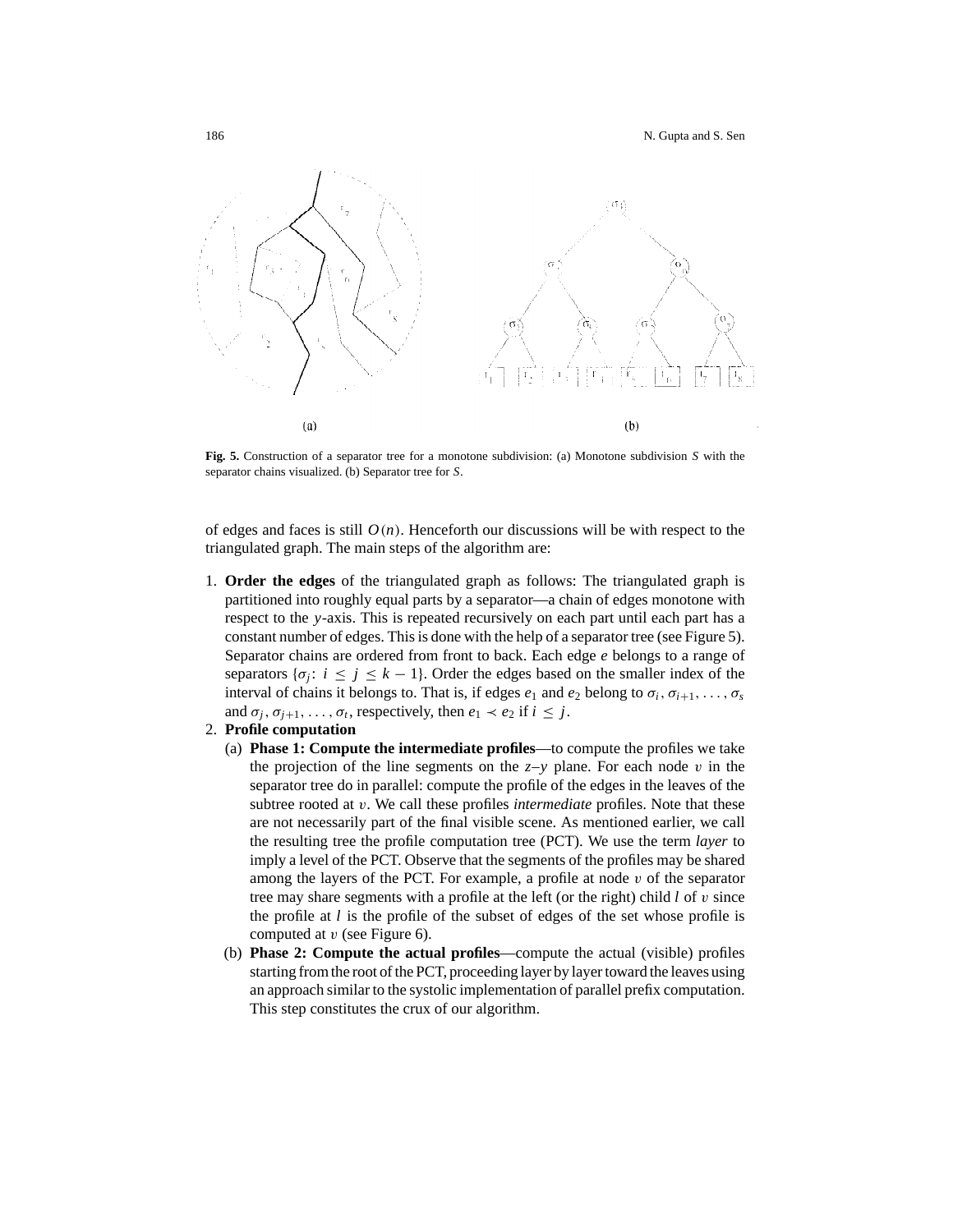**Fig. 5.** Construction of a separator tree for a monotone subdivision: (a) Monotone subdivision $S$ with the separator chains visualized. (b) Separator tree for $S$.

of edges and faces is still $O(n)$. Henceforth our discussions will be with respect to the triangulated graph. The main steps of the algorithm are:

1. **Order the edges** of the triangulated graph as follows: The triangulated graph is partitioned into roughly equal parts by a separator—a chain of edges monotone with respect to the $y$-axis. This is repeated recursively on each part until each part has a constant number of edges. This is done with the help of a separator tree (see Figure 5). Separator chains are ordered from front to back. Each edge $e$ belongs to a range of separators $\{\sigma_j\colon i \leq j \leq k-1\}$. Order the edges based on the smaller index of the interval of chains it belongs to. That is, if edges $e_1$ and $e_2$ belong to $\sigma_i, \sigma_{i+1}, \ldots, \sigma_s$ and $\sigma_j, \sigma_{j+1}, \ldots, \sigma_t$, respectively, then $e_1 \prec e_2$ if $i \leq j$.
2. **Profile computation**
   (a) **Phase 1: Compute the intermediate profiles**—to compute the profiles we take the projection of the line segments on the $z$–$y$ plane. For each node $v$ in the separator tree do in parallel: compute the profile of the edges in the leaves of the subtree rooted at $v$. We call these profiles *intermediate* profiles. Note that these are not necessarily part of the final visible scene. As mentioned earlier, we call the resulting tree the profile computation tree (PCT). We use the term *layer* to imply a level of the PCT. Observe that the segments of the profiles may be shared among the layers of the PCT. For example, a profile at node $v$ of the separator tree may share segments with a profile at the left (or the right) child $l$ of $v$ since the profile at $l$ is the profile of the subset of edges of the set whose profile is computed at $v$ (see Figure 6).
   (b) **Phase 2: Compute the actual profiles**—compute the actual (visible) profiles starting from the root of the PCT, proceeding layer by layer toward the leaves using an approach similar to the systolic implementation of parallel prefix computation. This step constitutes the crux of our algorithm.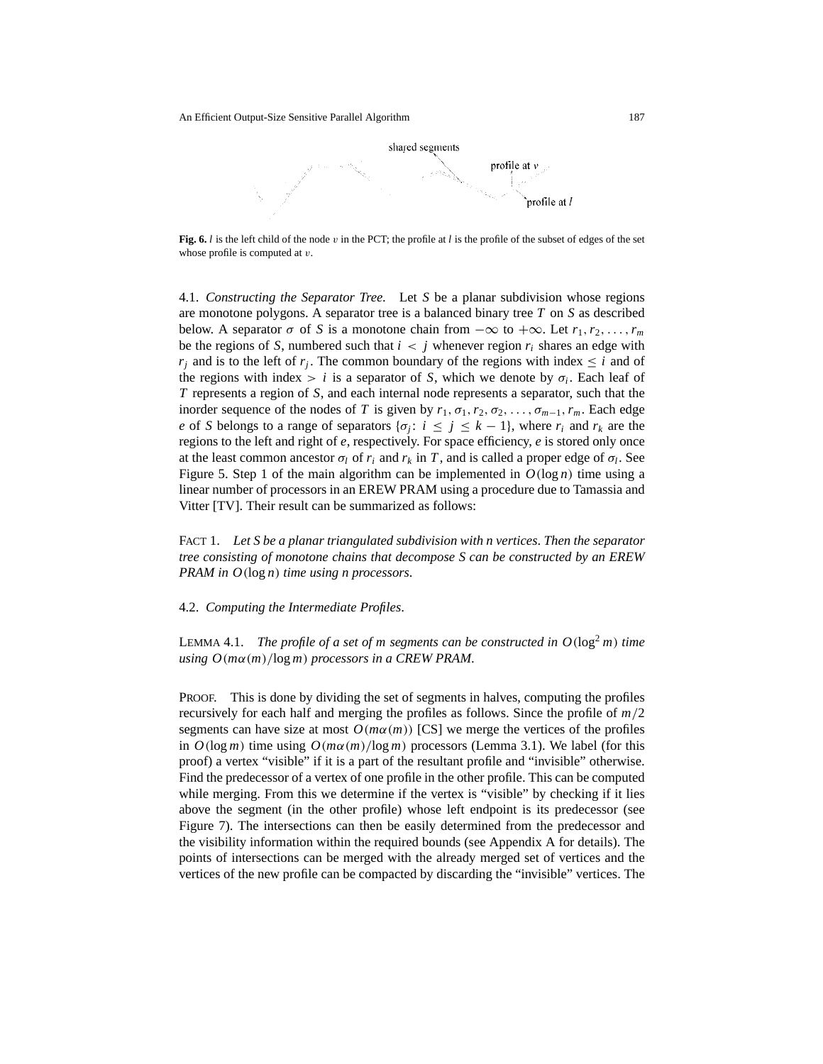**Fig. 6.** $l$ is the left child of the node $v$ in the PCT; the profile at $l$ is the profile of the subset of edges of the set whose profile is computed at $v$.

### 4.1. *Constructing the Separator Tree*.

Let $S$ be a planar subdivision whose regions are monotone polygons. A separator tree is a balanced binary tree $T$ on $S$ as described below. A separator $\sigma$ of $S$ is a monotone chain from $-\infty$ to $+\infty$. Let $r_1, r_2, \ldots, r_m$ be the regions of $S$, numbered such that $i < j$ whenever region $r_i$ shares an edge with $r_j$ and is to the left of $r_j$. The common boundary of the regions with index $\leq i$ and of the regions with index $> i$ is a separator of $S$, which we denote by $\sigma_i$. Each leaf of $T$ represents a region of $S$, and each internal node represents a separator, such that the inorder sequence of the nodes of $T$ is given by $r_1, \sigma_1, r_2, \sigma_2, \ldots, \sigma_{m-1}, r_m$. Each edge $e$ of $S$ belongs to a range of separators $\{\sigma_j : i \leq j \leq k-1\}$, where $r_i$ and $r_k$ are the regions to the left and right of $e$, respectively. For space efficiency, $e$ is stored only once at the least common ancestor $\sigma_l$ of $r_i$ and $r_k$ in $T$, and is called a proper edge of $\sigma_l$. See Figure 5. Step 1 of the main algorithm can be implemented in $O(\log n)$ time using a linear number of processors in an EREW PRAM using a procedure due to Tamassia and Vitter [TV]. Their result can be summarized as follows:

FACT 1. *Let S be a planar triangulated subdivision with n vertices. Then the separator tree consisting of monotone chains that decompose S can be constructed by an EREW PRAM in $O(\log n)$ time using n processors.*

### 4.2. *Computing the Intermediate Profiles*.

LEMMA 4.1. *The profile of a set of m segments can be constructed in $O(\log^2 m)$ time using $O(m\alpha(m)/\log m)$ processors in a CREW PRAM.*

PROOF. This is done by dividing the set of segments in halves, computing the profiles recursively for each half and merging the profiles as follows. Since the profile of $m/2$ segments can have size at most $O(m\alpha(m))$ [CS] we merge the vertices of the profiles in $O(\log m)$ time using $O(m\alpha(m)/\log m)$ processors (Lemma 3.1). We label (for this proof) a vertex "visible" if it is a part of the resultant profile and "invisible" otherwise. Find the predecessor of a vertex of one profile in the other profile. This can be computed while merging. From this we determine if the vertex is "visible" by checking if it lies above the segment (in the other profile) whose left endpoint is its predecessor (see Figure 7). The intersections can then be easily determined from the predecessor and the visibility information within the required bounds (see Appendix A for details). The points of intersections can be merged with the already merged set of vertices and the vertices of the new profile can be compacted by discarding the "invisible" vertices. The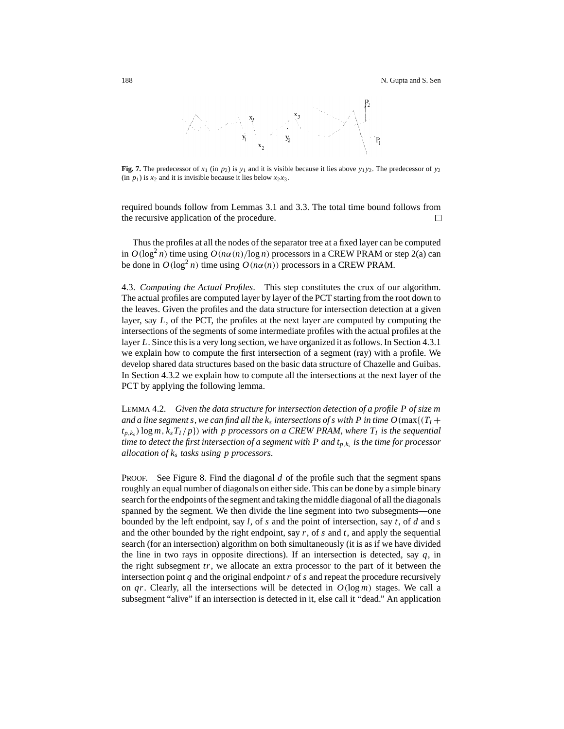**Fig. 7.** The predecessor of $x_1$ (in $p_2$) is $y_1$ and it is visible because it lies above $y_1y_2$. The predecessor of $y_2$ (in $p_1$) is $x_2$ and it is invisible because it lies below $x_2x_3$.

required bounds follow from Lemmas 3.1 and 3.3. The total time bound follows from the recursive application of the procedure. □

Thus the profiles at all the nodes of the separator tree at a fixed layer can be computed in $O(\log^2 n)$ time using $O(n\alpha(n)/\log n)$ processors in a CREW PRAM or step 2(a) can be done in $O(\log^2 n)$ time using $O(n\alpha(n))$ processors in a CREW PRAM.

4.3. *Computing the Actual Profiles*. This step constitutes the crux of our algorithm. The actual profiles are computed layer by layer of the PCT starting from the root down to the leaves. Given the profiles and the data structure for intersection detection at a given layer, say $L$, of the PCT, the profiles at the next layer are computed by computing the intersections of the segments of some intermediate profiles with the actual profiles at the layer $L$. Since this is a very long section, we have organized it as follows. In Section 4.3.1 we explain how to compute the first intersection of a segment (ray) with a profile. We develop shared data structures based on the basic data structure of Chazelle and Guibas. In Section 4.3.2 we explain how to compute all the intersections at the next layer of the PCT by applying the following lemma.

LEMMA 4.2. *Given the data structure for intersection detection of a profile $P$ of size $m$ and a line segment $s$, we can find all the $k_s$ intersections of $s$ with $P$ in time $O(\max\{(T_I + t_{p,k_s})\log m, k_s T_I/p\})$ with $p$ processors on a CREW PRAM, where $T_I$ is the sequential time to detect the first intersection of a segment with $P$ and $t_{p,k_s}$ is the time for processor allocation of $k_s$ tasks using $p$ processors.*

PROOF. See Figure 8. Find the diagonal $d$ of the profile such that the segment spans roughly an equal number of diagonals on either side. This can be done by a simple binary search for the endpoints of the segment and taking the middle diagonal of all the diagonals spanned by the segment. We then divide the line segment into two subsegments—one bounded by the left endpoint, say $l$, of $s$ and the point of intersection, say $t$, of $d$ and $s$ and the other bounded by the right endpoint, say $r$, of $s$ and $t$, and apply the sequential search (for an intersection) algorithm on both simultaneously (it is as if we have divided the line in two rays in opposite directions). If an intersection is detected, say $q$, in the right subsegment $tr$, we allocate an extra processor to the part of it between the intersection point $q$ and the original endpoint $r$ of $s$ and repeat the procedure recursively on $qr$. Clearly, all the intersections will be detected in $O(\log m)$ stages. We call a subsegment "alive" if an intersection is detected in it, else call it "dead." An application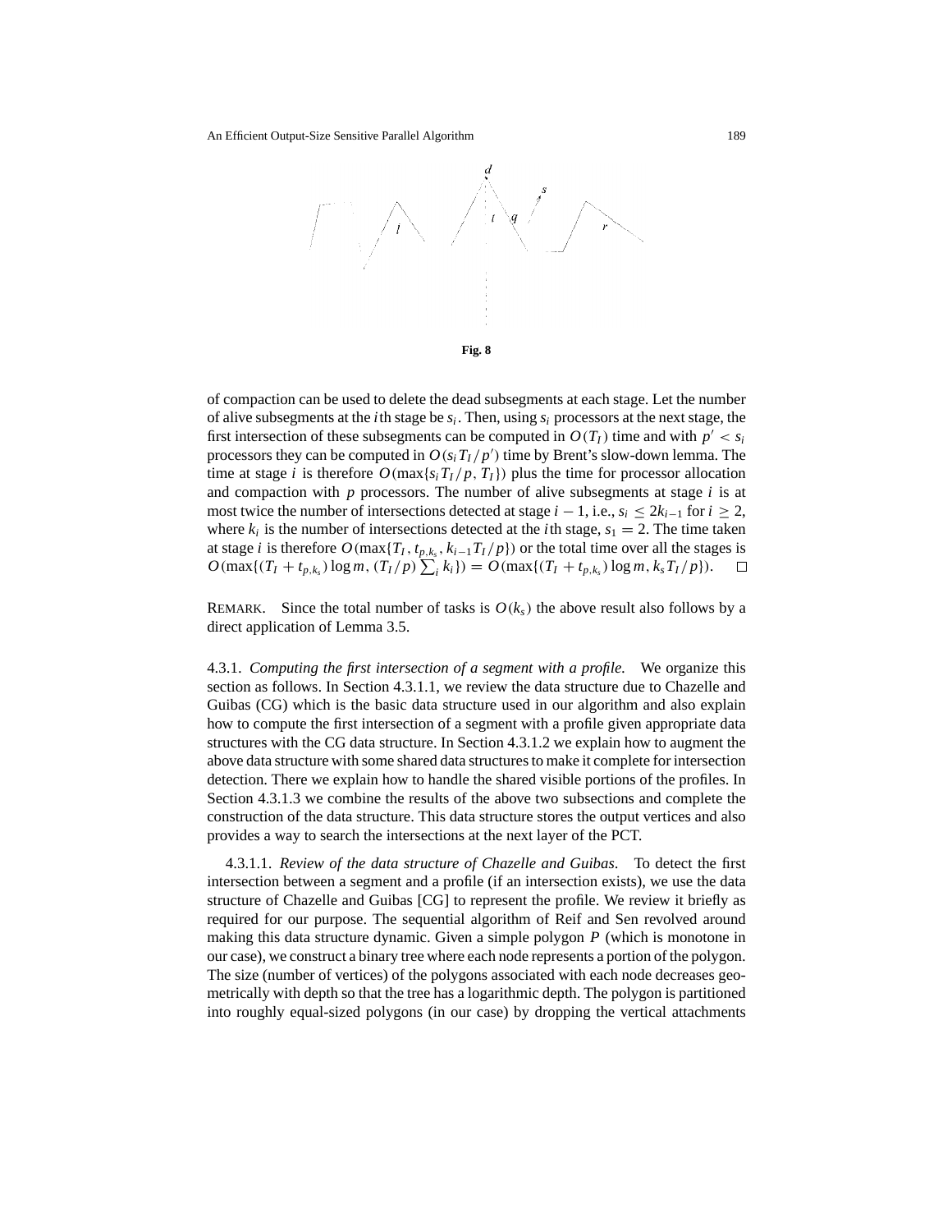**Fig. 8**

of compaction can be used to delete the dead subsegments at each stage. Let the number of alive subsegments at the $i$th stage be $s_i$. Then, using $s_i$ processors at the next stage, the first intersection of these subsegments can be computed in $O(T_I)$ time and with $p' < s_i$ processors they can be computed in $O(s_i T_I / p')$ time by Brent's slow-down lemma. The time at stage $i$ is therefore $O(\max\{s_i T_I / p, T_I\})$ plus the time for processor allocation and compaction with $p$ processors. The number of alive subsegments at stage $i$ is at most twice the number of intersections detected at stage $i - 1$, i.e., $s_i \leq 2k_{i-1}$ for $i \geq 2$, where $k_i$ is the number of intersections detected at the $i$th stage, $s_1 = 2$. The time taken at stage $i$ is therefore $O(\max\{T_I, t_{p,k_s}, k_{i-1} T_I / p\})$ or the total time over all the stages is $O(\max\{(T_I + t_{p,k_s}) \log m, (T_I / p) \sum_i k_i\}) = O(\max\{(T_I + t_{p,k_s}) \log m, k_s T_I / p\})$. $\square$

REMARK. Since the total number of tasks is $O(k_s)$ the above result also follows by a direct application of Lemma 3.5.

4.3.1. *Computing the first intersection of a segment with a profile.* We organize this section as follows. In Section 4.3.1.1, we review the data structure due to Chazelle and Guibas (CG) which is the basic data structure used in our algorithm and also explain how to compute the first intersection of a segment with a profile given appropriate data structures with the CG data structure. In Section 4.3.1.2 we explain how to augment the above data structure with some shared data structures to make it complete for intersection detection. There we explain how to handle the shared visible portions of the profiles. In Section 4.3.1.3 we combine the results of the above two subsections and complete the construction of the data structure. This data structure stores the output vertices and also provides a way to search the intersections at the next layer of the PCT.

4.3.1.1. *Review of the data structure of Chazelle and Guibas.* To detect the first intersection between a segment and a profile (if an intersection exists), we use the data structure of Chazelle and Guibas [CG] to represent the profile. We review it briefly as required for our purpose. The sequential algorithm of Reif and Sen revolved around making this data structure dynamic. Given a simple polygon $P$ (which is monotone in our case), we construct a binary tree where each node represents a portion of the polygon. The size (number of vertices) of the polygons associated with each node decreases geometrically with depth so that the tree has a logarithmic depth. The polygon is partitioned into roughly equal-sized polygons (in our case) by dropping the vertical attachments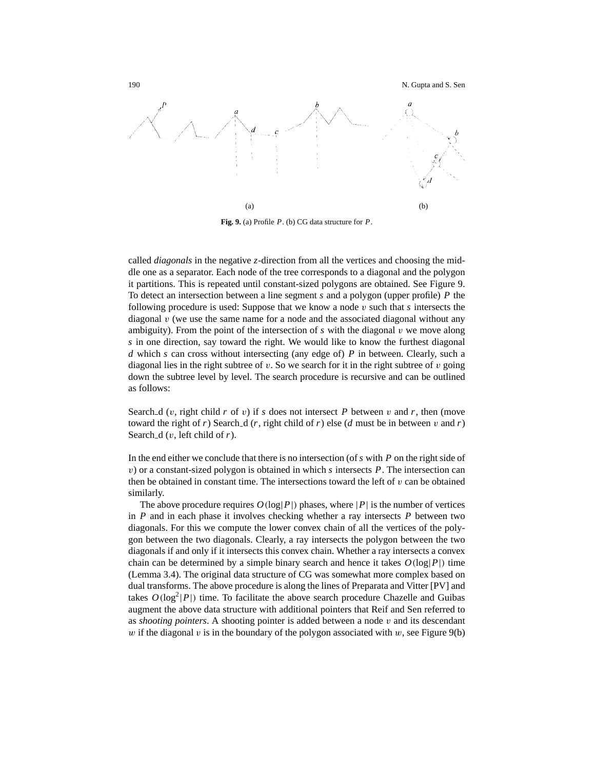Fig. 9. (a) Profile $P$. (b) CG data structure for $P$.

called *diagonals* in the negative $z$-direction from all the vertices and choosing the middle one as a separator. Each node of the tree corresponds to a diagonal and the polygon it partitions. This is repeated until constant-sized polygons are obtained. See Figure 9. To detect an intersection between a line segment $s$ and a polygon (upper profile) $P$ the following procedure is used: Suppose that we know a node $v$ such that $s$ intersects the diagonal $v$ (we use the same name for a node and the associated diagonal without any ambiguity). From the point of the intersection of $s$ with the diagonal $v$ we move along $s$ in one direction, say toward the right. We would like to know the furthest diagonal $d$ which $s$ can cross without intersecting (any edge of) $P$ in between. Clearly, such a diagonal lies in the right subtree of $v$. So we search for it in the right subtree of $v$ going down the subtree level by level. The search procedure is recursive and can be outlined as follows:

Search_d ($v$, right child $r$ of $v$) if $s$ does not intersect $P$ between $v$ and $r$, then (move toward the right of $r$) Search_d ($r$, right child of $r$) else ($d$ must be in between $v$ and $r$) Search_d ($v$, left child of $r$).

In the end either we conclude that there is no intersection (of $s$ with $P$ on the right side of $v$) or a constant-sized polygon is obtained in which $s$ intersects $P$. The intersection can then be obtained in constant time. The intersections toward the left of $v$ can be obtained similarly.

The above procedure requires $O(\log|P|)$ phases, where $|P|$ is the number of vertices in $P$ and in each phase it involves checking whether a ray intersects $P$ between two diagonals. For this we compute the lower convex chain of all the vertices of the polygon between the two diagonals. Clearly, a ray intersects the polygon between the two diagonals if and only if it intersects this convex chain. Whether a ray intersects a convex chain can be determined by a simple binary search and hence it takes $O(\log|P|)$ time (Lemma 3.4). The original data structure of CG was somewhat more complex based on dual transforms. The above procedure is along the lines of Preparata and Vitter [PV] and takes $O(\log^2|P|)$ time. To facilitate the above search procedure Chazelle and Guibas augment the above data structure with additional pointers that Reif and Sen referred to as *shooting pointers*. A shooting pointer is added between a node $v$ and its descendant $w$ if the diagonal $v$ is in the boundary of the polygon associated with $w$, see Figure 9(b)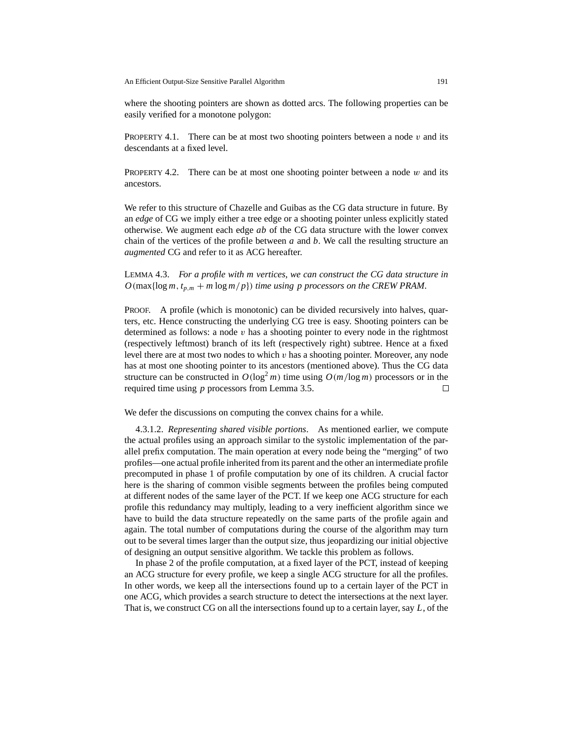where the shooting pointers are shown as dotted arcs. The following properties can be easily verified for a monotone polygon:

PROPERTY 4.1. There can be at most two shooting pointers between a node $v$ and its descendants at a fixed level.

PROPERTY 4.2. There can be at most one shooting pointer between a node $w$ and its ancestors.

We refer to this structure of Chazelle and Guibas as the CG data structure in future. By an *edge* of CG we imply either a tree edge or a shooting pointer unless explicitly stated otherwise. We augment each edge $ab$ of the CG data structure with the lower convex chain of the vertices of the profile between $a$ and $b$. We call the resulting structure an *augmented* CG and refer to it as ACG hereafter.

LEMMA 4.3. *For a profile with m vertices, we can construct the CG data structure in* $O(\max\{\log m, t_{p,m} + m \log m/p\})$ *time using p processors on the CREW PRAM.*

PROOF. A profile (which is monotonic) can be divided recursively into halves, quarters, etc. Hence constructing the underlying CG tree is easy. Shooting pointers can be determined as follows: a node $v$ has a shooting pointer to every node in the rightmost (respectively leftmost) branch of its left (respectively right) subtree. Hence at a fixed level there are at most two nodes to which $v$ has a shooting pointer. Moreover, any node has at most one shooting pointer to its ancestors (mentioned above). Thus the CG data structure can be constructed in $O(\log^2 m)$ time using $O(m/\log m)$ processors or in the required time using $p$ processors from Lemma 3.5. □

We defer the discussions on computing the convex chains for a while.

4.3.1.2. *Representing shared visible portions*. As mentioned earlier, we compute the actual profiles using an approach similar to the systolic implementation of the parallel prefix computation. The main operation at every node being the "merging" of two profiles—one actual profile inherited from its parent and the other an intermediate profile precomputed in phase 1 of profile computation by one of its children. A crucial factor here is the sharing of common visible segments between the profiles being computed at different nodes of the same layer of the PCT. If we keep one ACG structure for each profile this redundancy may multiply, leading to a very inefficient algorithm since we have to build the data structure repeatedly on the same parts of the profile again and again. The total number of computations during the course of the algorithm may turn out to be several times larger than the output size, thus jeopardizing our initial objective of designing an output sensitive algorithm. We tackle this problem as follows.

In phase 2 of the profile computation, at a fixed layer of the PCT, instead of keeping an ACG structure for every profile, we keep a single ACG structure for all the profiles. In other words, we keep all the intersections found up to a certain layer of the PCT in one ACG, which provides a search structure to detect the intersections at the next layer. That is, we construct CG on all the intersections found up to a certain layer, say $L$, of the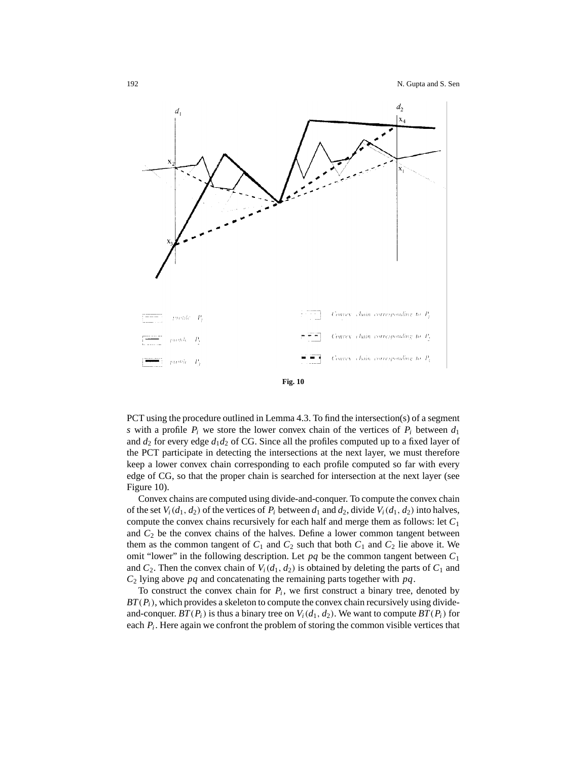Fig. 10

PCT using the procedure outlined in Lemma 4.3. To find the intersection(s) of a segment $s$ with a profile $P_i$ we store the lower convex chain of the vertices of $P_i$ between $d_1$ and $d_2$ for every edge $d_1 d_2$ of CG. Since all the profiles computed up to a fixed layer of the PCT participate in detecting the intersections at the next layer, we must therefore keep a lower convex chain corresponding to each profile computed so far with every edge of CG, so that the proper chain is searched for intersection at the next layer (see Figure 10).

Convex chains are computed using divide-and-conquer. To compute the convex chain of the set $V_i(d_1, d_2)$ of the vertices of $P_i$ between $d_1$ and $d_2$, divide $V_i(d_1, d_2)$ into halves, compute the convex chains recursively for each half and merge them as follows: let $C_1$ and $C_2$ be the convex chains of the halves. Define a lower common tangent between them as the common tangent of $C_1$ and $C_2$ such that both $C_1$ and $C_2$ lie above it. We omit "lower" in the following description. Let $pq$ be the common tangent between $C_1$ and $C_2$. Then the convex chain of $V_i(d_1, d_2)$ is obtained by deleting the parts of $C_1$ and $C_2$ lying above $pq$ and concatenating the remaining parts together with $pq$.

To construct the convex chain for $P_i$, we first construct a binary tree, denoted by $BT(P_i)$, which provides a skeleton to compute the convex chain recursively using divide-and-conquer. $BT(P_i)$ is thus a binary tree on $V_i(d_1, d_2)$. We want to compute $BT(P_i)$ for each $P_i$. Here again we confront the problem of storing the common visible vertices that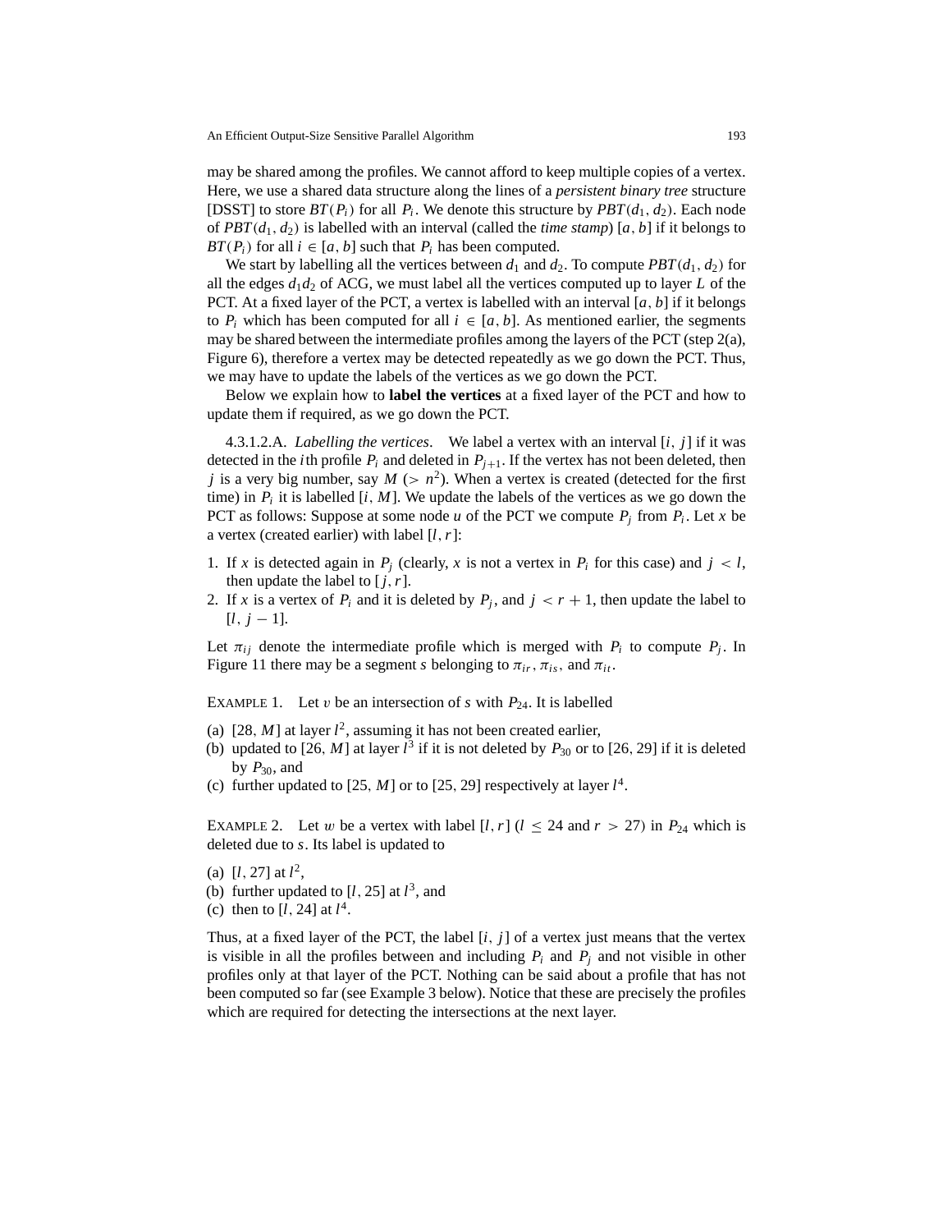may be shared among the profiles. We cannot afford to keep multiple copies of a vertex. Here, we use a shared data structure along the lines of a *persistent binary tree* structure [DSST] to store $BT(P_i)$ for all $P_i$. We denote this structure by $PBT(d_1, d_2)$. Each node of $PBT(d_1, d_2)$ is labelled with an interval (called the *time stamp*) $[a, b]$ if it belongs to $BT(P_i)$ for all $i \in [a, b]$ such that $P_i$ has been computed.

We start by labelling all the vertices between $d_1$ and $d_2$. To compute $PBT(d_1, d_2)$ for all the edges $d_1 d_2$ of ACG, we must label all the vertices computed up to layer $L$ of the PCT. At a fixed layer of the PCT, a vertex is labelled with an interval $[a, b]$ if it belongs to $P_i$ which has been computed for all $i \in [a, b]$. As mentioned earlier, the segments may be shared between the intermediate profiles among the layers of the PCT (step 2(a), Figure 6), therefore a vertex may be detected repeatedly as we go down the PCT. Thus, we may have to update the labels of the vertices as we go down the PCT.

Below we explain how to **label the vertices** at a fixed layer of the PCT and how to update them if required, as we go down the PCT.

4.3.1.2.A. *Labelling the vertices*. We label a vertex with an interval $[i, j]$ if it was detected in the $i$th profile $P_i$ and deleted in $P_{j+1}$. If the vertex has not been deleted, then $j$ is a very big number, say $M$ ($> n^2$). When a vertex is created (detected for the first time) in $P_i$ it is labelled $[i, M]$. We update the labels of the vertices as we go down the PCT as follows: Suppose at some node $u$ of the PCT we compute $P_j$ from $P_i$. Let $x$ be a vertex (created earlier) with label $[l, r]$:

1. If $x$ is detected again in $P_j$ (clearly, $x$ is not a vertex in $P_i$ for this case) and $j < l$, then update the label to $[j, r]$.
2. If $x$ is a vertex of $P_i$ and it is deleted by $P_j$, and $j < r + 1$, then update the label to $[l, j - 1]$.

Let $\pi_{ij}$ denote the intermediate profile which is merged with $P_i$ to compute $P_j$. In Figure 11 there may be a segment $s$ belonging to $\pi_{ir}$, $\pi_{is}$, and $\pi_{it}$.

EXAMPLE 1. Let $v$ be an intersection of $s$ with $P_{24}$. It is labelled

(a) $[28, M]$ at layer $l^2$, assuming it has not been created earlier,
(b) updated to $[26, M]$ at layer $l^3$ if it is not deleted by $P_{30}$ or to $[26, 29]$ if it is deleted by $P_{30}$, and
(c) further updated to $[25, M]$ or to $[25, 29]$ respectively at layer $l^4$.

EXAMPLE 2. Let $w$ be a vertex with label $[l, r]$ ($l \leq 24$ and $r > 27$) in $P_{24}$ which is deleted due to $s$. Its label is updated to

(a) $[l, 27]$ at $l^2$,
(b) further updated to $[l, 25]$ at $l^3$, and
(c) then to $[l, 24]$ at $l^4$.

Thus, at a fixed layer of the PCT, the label $[i, j]$ of a vertex just means that the vertex is visible in all the profiles between and including $P_i$ and $P_j$ and not visible in other profiles only at that layer of the PCT. Nothing can be said about a profile that has not been computed so far (see Example 3 below). Notice that these are precisely the profiles which are required for detecting the intersections at the next layer.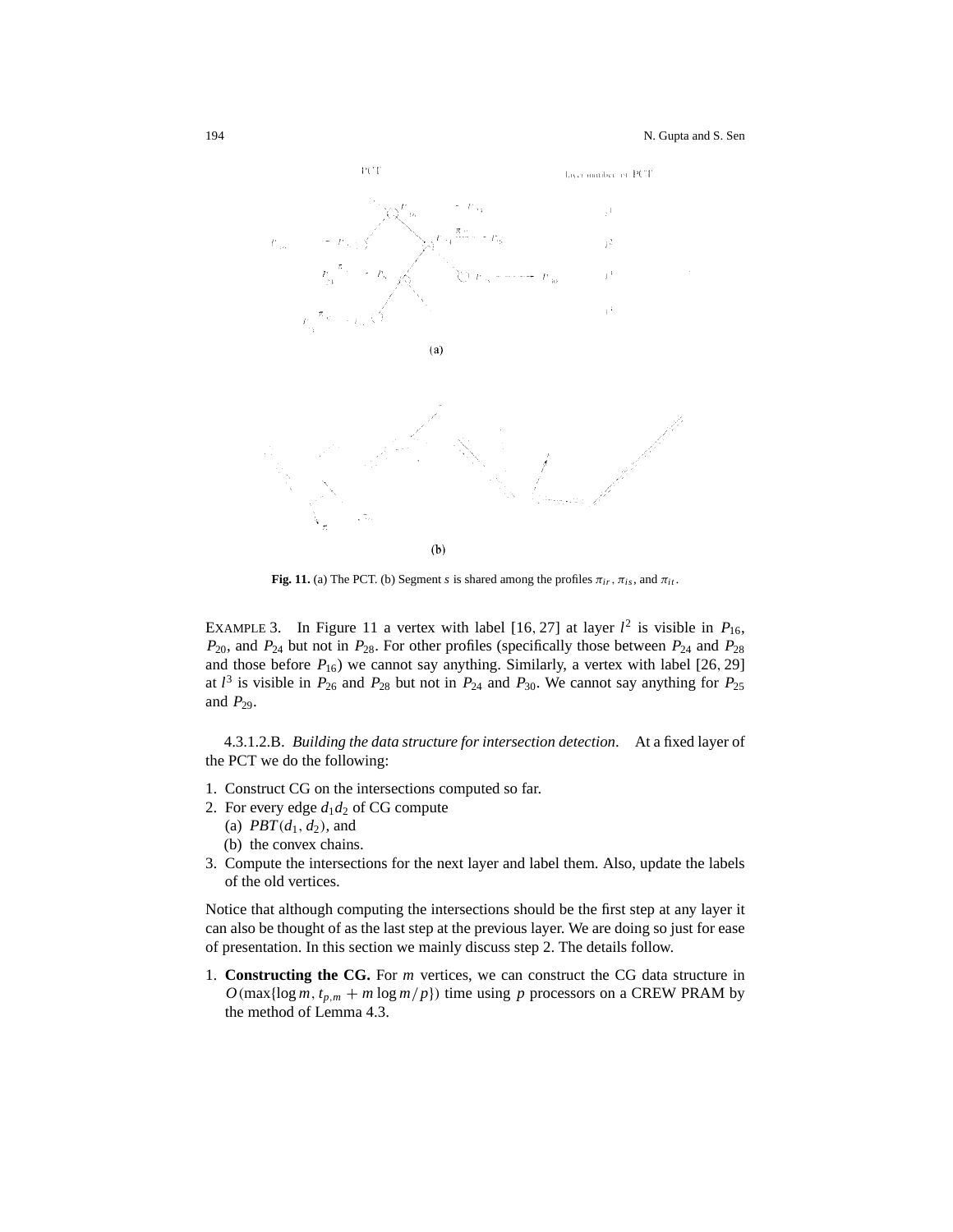**Fig. 11.** (a) The PCT. (b) Segment $s$ is shared among the profiles $\pi_{ir}$, $\pi_{is}$, and $\pi_{it}$.

EXAMPLE 3. In Figure 11 a vertex with label $[16, 27]$ at layer $l^2$ is visible in $P_{16}$, $P_{20}$, and $P_{24}$ but not in $P_{28}$. For other profiles (specifically those between $P_{24}$ and $P_{28}$ and those before $P_{16}$) we cannot say anything. Similarly, a vertex with label $[26, 29]$ at $l^3$ is visible in $P_{26}$ and $P_{28}$ but not in $P_{24}$ and $P_{30}$. We cannot say anything for $P_{25}$ and $P_{29}$.

4.3.1.2.B. *Building the data structure for intersection detection*. At a fixed layer of the PCT we do the following:

1. Construct CG on the intersections computed so far.
2. For every edge $d_1 d_2$ of CG compute
   (a) $PBT(d_1, d_2)$, and
   (b) the convex chains.
3. Compute the intersections for the next layer and label them. Also, update the labels of the old vertices.

Notice that although computing the intersections should be the first step at any layer it can also be thought of as the last step at the previous layer. We are doing so just for ease of presentation. In this section we mainly discuss step 2. The details follow.

1. **Constructing the CG.** For $m$ vertices, we can construct the CG data structure in $O(\max\{\log m, t_{p,m} + m \log m/p\})$ time using $p$ processors on a CREW PRAM by the method of Lemma 4.3.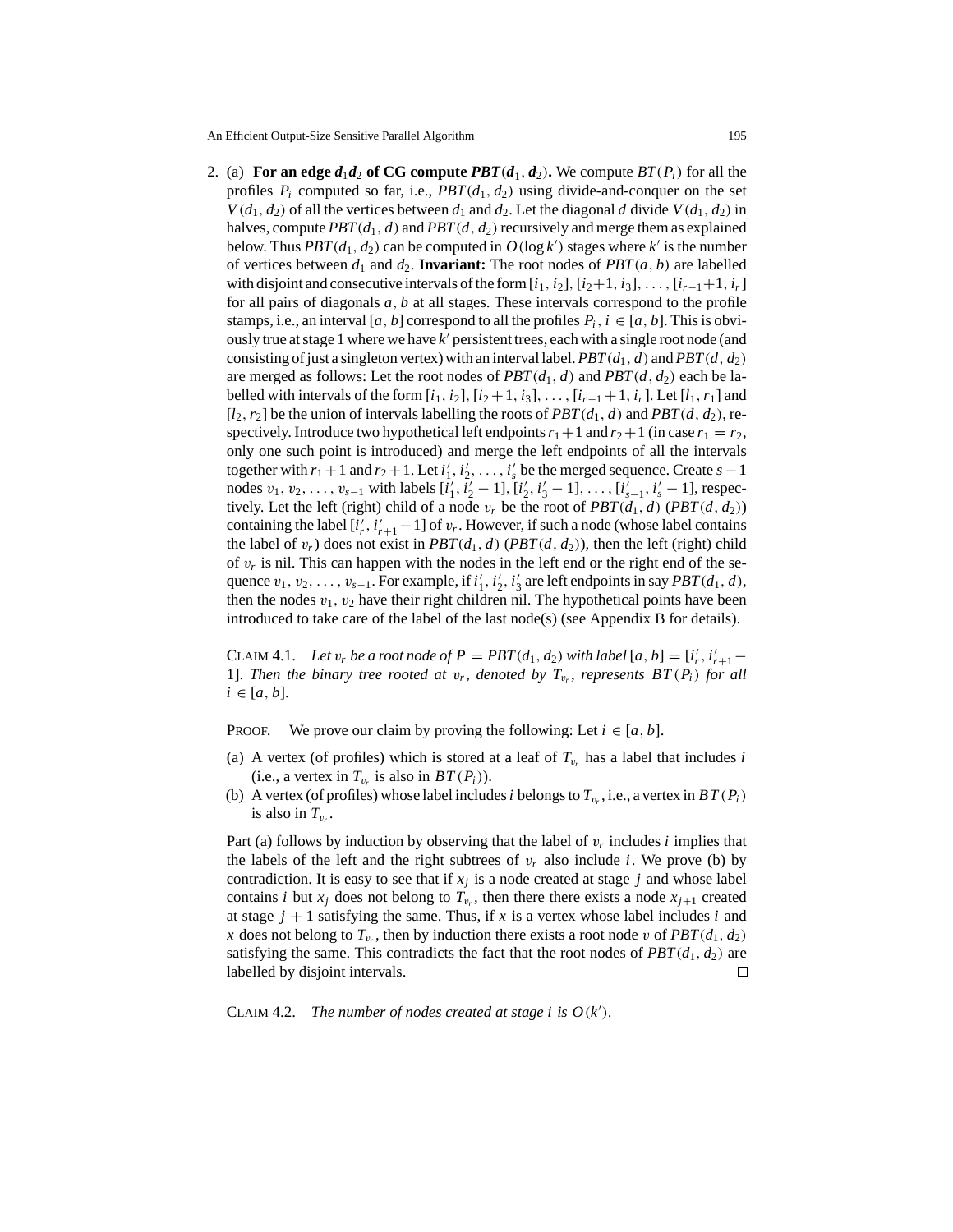2. (a) **For an edge $d_1 d_2$ of CG compute $PBT(d_1, d_2)$.** We compute $BT(P_i)$ for all the profiles $P_i$ computed so far, i.e., $PBT(d_1, d_2)$ using divide-and-conquer on the set $V(d_1, d_2)$ of all the vertices between $d_1$ and $d_2$. Let the diagonal $d$ divide $V(d_1, d_2)$ in halves, compute $PBT(d_1, d)$ and $PBT(d, d_2)$ recursively and merge them as explained below. Thus $PBT(d_1, d_2)$ can be computed in $O(\log k')$ stages where $k'$ is the number of vertices between $d_1$ and $d_2$. **Invariant:** The root nodes of $PBT(a, b)$ are labelled with disjoint and consecutive intervals of the form $[i_1, i_2], [i_2+1, i_3], \ldots, [i_{r-1}+1, i_r]$ for all pairs of diagonals $a, b$ at all stages. These intervals correspond to the profile stamps, i.e., an interval $[a, b]$ correspond to all the profiles $P_i$, $i \in [a, b]$. This is obviously true at stage 1 where we have $k'$ persistent trees, each with a single root node (and consisting of just a singleton vertex) with an interval label. $PBT(d_1, d)$ and $PBT(d, d_2)$ are merged as follows: Let the root nodes of $PBT(d_1, d)$ and $PBT(d, d_2)$ each be labelled with intervals of the form $[i_1, i_2], [i_2+1, i_3], \ldots, [i_{r-1}+1, i_r]$. Let $[l_1, r_1]$ and $[l_2, r_2]$ be the union of intervals labelling the roots of $PBT(d_1, d)$ and $PBT(d, d_2)$, respectively. Introduce two hypothetical left endpoints $r_1+1$ and $r_2+1$ (in case $r_1 = r_2$, only one such point is introduced) and merge the left endpoints of all the intervals together with $r_1+1$ and $r_2+1$. Let $i'_1, i'_2, \ldots, i'_s$ be the merged sequence. Create $s-1$ nodes $v_1, v_2, \ldots, v_{s-1}$ with labels $[i'_1, i'_2 - 1], [i'_2, i'_3 - 1], \ldots, [i'_{s-1}, i'_s - 1]$, respectively. Let the left (right) child of a node $v_r$ be the root of $PBT(d_1, d)$ ($PBT(d, d_2)$) containing the label $[i'_r, i'_{r+1} - 1]$ of $v_r$. However, if such a node (whose label contains the label of $v_r$) does not exist in $PBT(d_1, d)$ ($PBT(d, d_2)$), then the left (right) child of $v_r$ is nil. This can happen with the nodes in the left end or the right end of the sequence $v_1, v_2, \ldots, v_{s-1}$. For example, if $i'_1, i'_2, i'_3$ are left endpoints in say $PBT(d_1, d)$, then the nodes $v_1, v_2$ have their right children nil. The hypothetical points have been introduced to take care of the label of the last node(s) (see Appendix B for details).

CLAIM 4.1. *Let $v_r$ be a root node of $P = PBT(d_1, d_2)$ with label $[a, b] = [i'_r, i'_{r+1} - 1]$. Then the binary tree rooted at $v_r$, denoted by $T_{v_r}$, represents $BT(P_i)$ for all $i \in [a, b]$.*

PROOF. We prove our claim by proving the following: Let $i \in [a, b]$.

(a) A vertex (of profiles) which is stored at a leaf of $T_{v_r}$ has a label that includes $i$ (i.e., a vertex in $T_{v_r}$ is also in $BT(P_i)$).
(b) A vertex (of profiles) whose label includes $i$ belongs to $T_{v_r}$, i.e., a vertex in $BT(P_i)$ is also in $T_{v_r}$.

Part (a) follows by induction by observing that the label of $v_r$ includes $i$ implies that the labels of the left and the right subtrees of $v_r$ also include $i$. We prove (b) by contradiction. It is easy to see that if $x_j$ is a node created at stage $j$ and whose label contains $i$ but $x_j$ does not belong to $T_{v_r}$, then there there exists a node $x_{j+1}$ created at stage $j + 1$ satisfying the same. Thus, if $x$ is a vertex whose label includes $i$ and $x$ does not belong to $T_{v_r}$, then by induction there exists a root node $v$ of $PBT(d_1, d_2)$ satisfying the same. This contradicts the fact that the root nodes of $PBT(d_1, d_2)$ are labelled by disjoint intervals. □

CLAIM 4.2. *The number of nodes created at stage $i$ is $O(k')$.*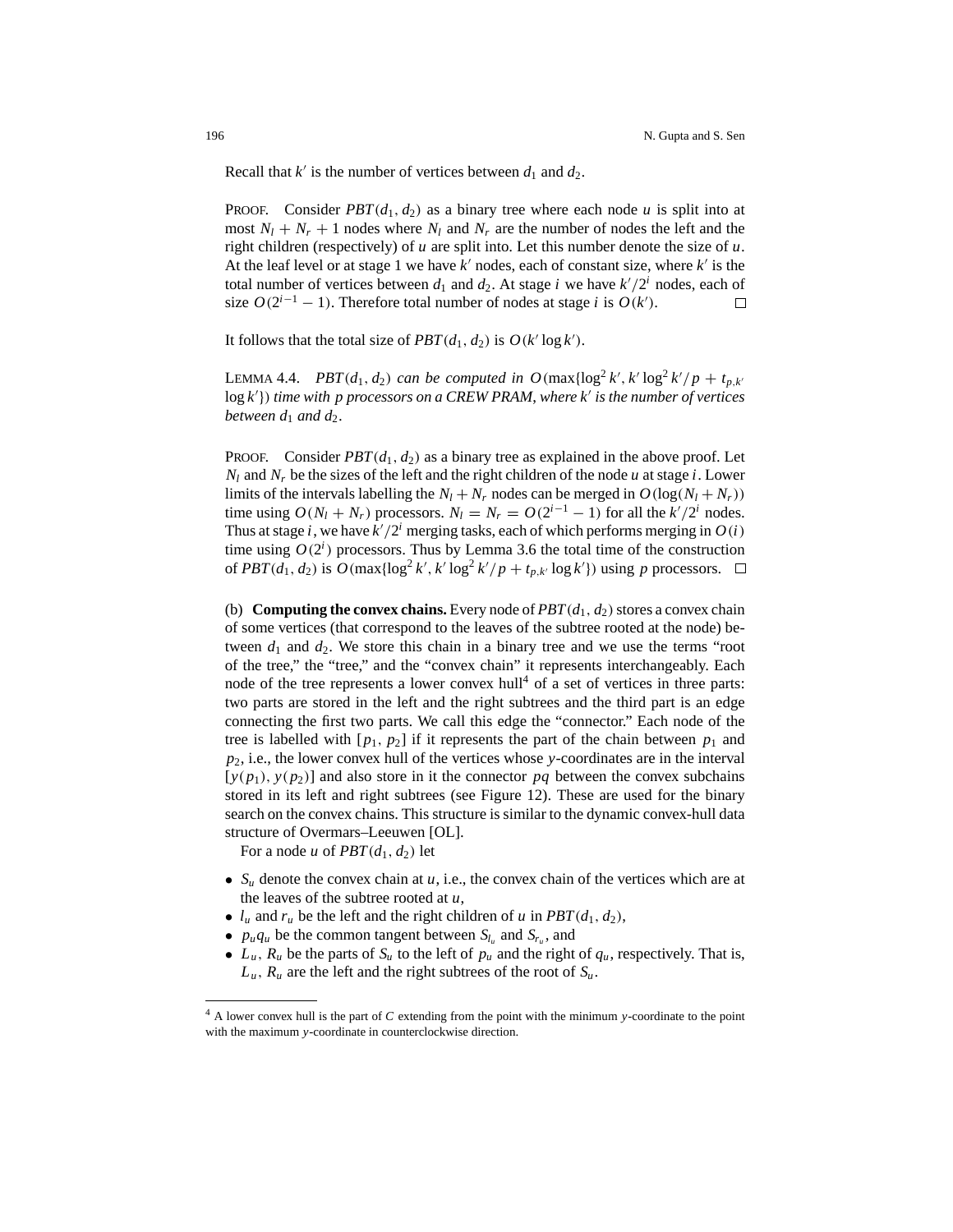Recall that $k'$ is the number of vertices between $d_1$ and $d_2$.

PROOF. Consider $PBT(d_1, d_2)$ as a binary tree where each node $u$ is split into at most $N_l + N_r + 1$ nodes where $N_l$ and $N_r$ are the number of nodes the left and the right children (respectively) of $u$ are split into. Let this number denote the size of $u$. At the leaf level or at stage 1 we have $k'$ nodes, each of constant size, where $k'$ is the total number of vertices between $d_1$ and $d_2$. At stage $i$ we have $k'/2^i$ nodes, each of size $O(2^{i-1} - 1)$. Therefore total number of nodes at stage $i$ is $O(k')$. □

It follows that the total size of $PBT(d_1, d_2)$ is $O(k' \log k')$.

LEMMA 4.4. *$PBT(d_1, d_2)$ can be computed in $O(\max\{\log^2 k', k' \log^2 k'/p + t_{p,k'} \log k'\})$ time with $p$ processors on a CREW PRAM, where $k'$ is the number of vertices between $d_1$ and $d_2$.*

PROOF. Consider $PBT(d_1, d_2)$ as a binary tree as explained in the above proof. Let $N_l$ and $N_r$ be the sizes of the left and the right children of the node $u$ at stage $i$. Lower limits of the intervals labelling the $N_l + N_r$ nodes can be merged in $O(\log(N_l + N_r))$ time using $O(N_l + N_r)$ processors. $N_l = N_r = O(2^{i-1} - 1)$ for all the $k'/2^i$ nodes. Thus at stage $i$, we have $k'/2^i$ merging tasks, each of which performs merging in $O(i)$ time using $O(2^i)$ processors. Thus by Lemma 3.6 the total time of the construction of $PBT(d_1, d_2)$ is $O(\max\{\log^2 k', k' \log^2 k'/p + t_{p,k'} \log k'\})$ using $p$ processors. □

(b) **Computing the convex chains.** Every node of $PBT(d_1, d_2)$ stores a convex chain of some vertices (that correspond to the leaves of the subtree rooted at the node) between $d_1$ and $d_2$. We store this chain in a binary tree and we use the terms "root of the tree," the "tree," and the "convex chain" it represents interchangeably. Each node of the tree represents a lower convex hull[4] of a set of vertices in three parts: two parts are stored in the left and the right subtrees and the third part is an edge connecting the first two parts. We call this edge the "connector." Each node of the tree is labelled with $[p_1, p_2]$ if it represents the part of the chain between $p_1$ and $p_2$, i.e., the lower convex hull of the vertices whose $y$-coordinates are in the interval $[y(p_1), y(p_2)]$ and also store in it the connector $pq$ between the convex subchains stored in its left and right subtrees (see Figure 12). These are used for the binary search on the convex chains. This structure is similar to the dynamic convex-hull data structure of Overmars–Leeuwen [OL].

For a node $u$ of $PBT(d_1, d_2)$ let

- $S_u$ denote the convex chain at $u$, i.e., the convex chain of the vertices which are at the leaves of the subtree rooted at $u$,
- $l_u$ and $r_u$ be the left and the right children of $u$ in $PBT(d_1, d_2)$,
- $p_u q_u$ be the common tangent between $S_{l_u}$ and $S_{r_u}$, and
- $L_u$, $R_u$ be the parts of $S_u$ to the left of $p_u$ and the right of $q_u$, respectively. That is, $L_u$, $R_u$ are the left and the right subtrees of the root of $S_u$.

[4] A lower convex hull is the part of $C$ extending from the point with the minimum $y$-coordinate to the point with the maximum $y$-coordinate in counterclockwise direction.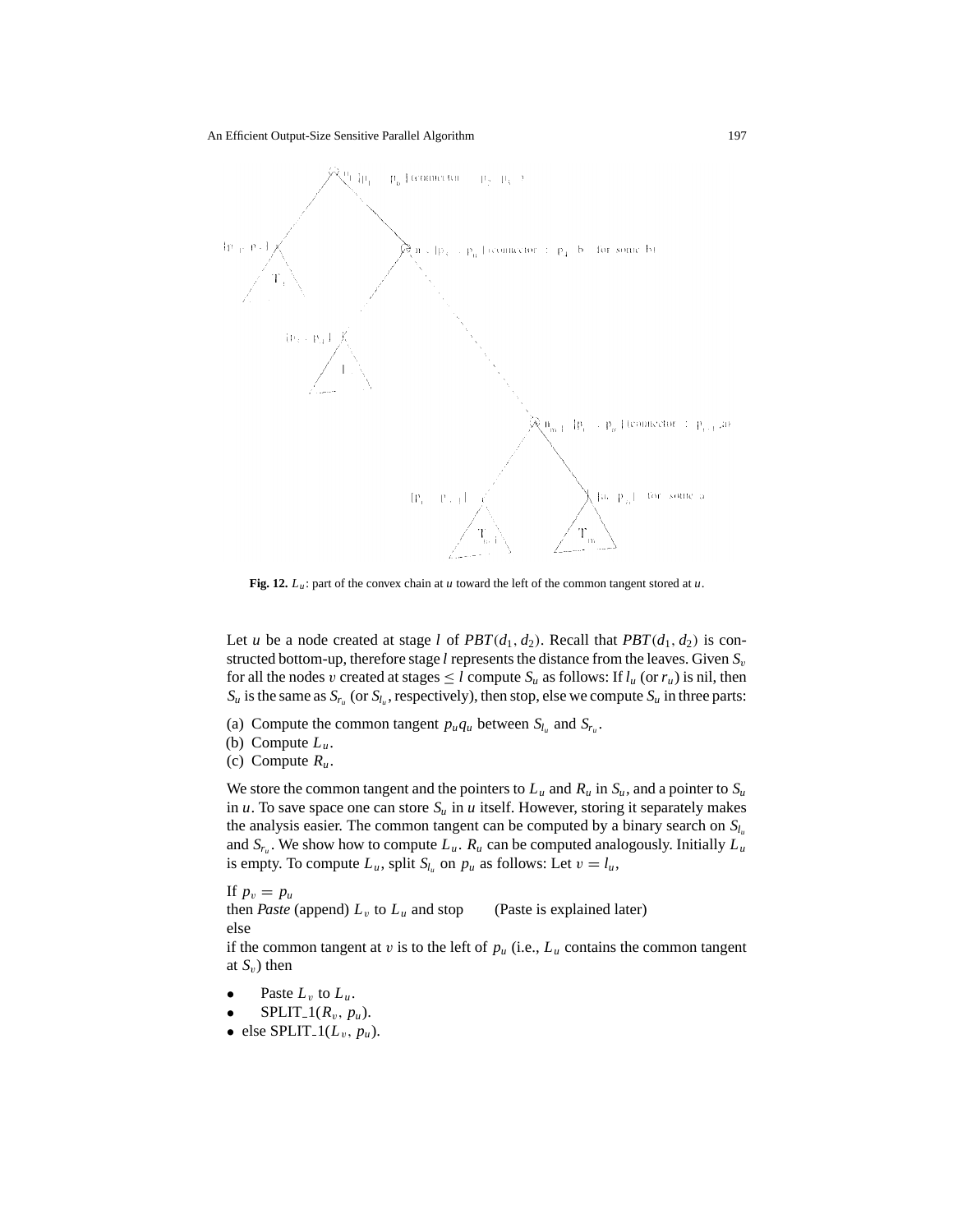**Fig. 12.** $L_u$: part of the convex chain at $u$ toward the left of the common tangent stored at $u$.

Let $u$ be a node created at stage $l$ of $PBT(d_1, d_2)$. Recall that $PBT(d_1, d_2)$ is constructed bottom-up, therefore stage $l$ represents the distance from the leaves. Given $S_v$ for all the nodes $v$ created at stages $\leq l$ compute $S_u$ as follows: If $l_u$ (or $r_u$) is nil, then $S_u$ is the same as $S_{r_u}$ (or $S_{l_u}$, respectively), then stop, else we compute $S_u$ in three parts:

(a) Compute the common tangent $p_u q_u$ between $S_{l_u}$ and $S_{r_u}$.
(b) Compute $L_u$.
(c) Compute $R_u$.

We store the common tangent and the pointers to $L_u$ and $R_u$ in $S_u$, and a pointer to $S_u$ in $u$. To save space one can store $S_u$ in $u$ itself. However, storing it separately makes the analysis easier. The common tangent can be computed by a binary search on $S_{l_u}$ and $S_{r_u}$. We show how to compute $L_u$. $R_u$ can be computed analogously. Initially $L_u$ is empty. To compute $L_u$, split $S_{l_u}$ on $p_u$ as follows: Let $v = l_u$,

If $p_v = p_u$
then *Paste* (append) $L_v$ to $L_u$ and stop (Paste is explained later)
else
if the common tangent at $v$ is to the left of $p_u$ (i.e., $L_u$ contains the common tangent at $S_v$) then

- Paste $L_v$ to $L_u$.
- SPLIT_1($R_v$, $p_u$).
- else SPLIT_1($L_v$, $p_u$).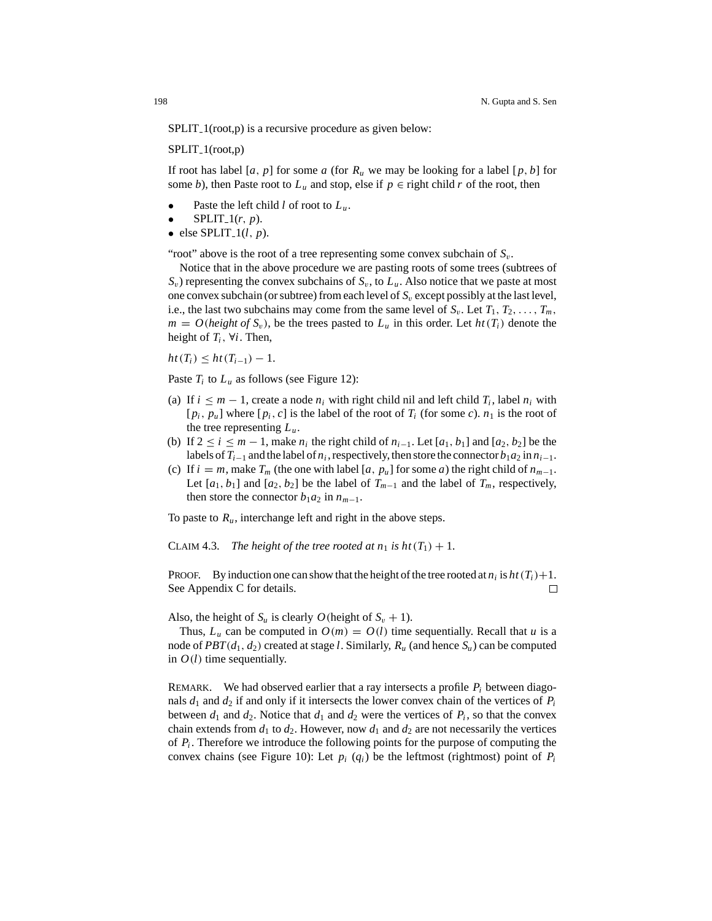SPLIT_1(root,p) is a recursive procedure as given below:

SPLIT_1(root,p)

If root has label $[a, p]$ for some $a$ (for $R_u$ we may be looking for a label $[p, b]$ for some $b$), then Paste root to $L_u$ and stop, else if $p \in$ right child $r$ of the root, then

- Paste the left child $l$ of root to $L_u$.
- SPLIT_1$(r, p)$.
- else SPLIT_1$(l, p)$.

"root" above is the root of a tree representing some convex subchain of $S_v$.

Notice that in the above procedure we are pasting roots of some trees (subtrees of $S_v$) representing the convex subchains of $S_v$, to $L_u$. Also notice that we paste at most one convex subchain (or subtree) from each level of $S_v$ except possibly at the last level, i.e., the last two subchains may come from the same level of $S_v$. Let $T_1, T_2, \ldots, T_m$, $m = O(\textit{height of } S_v)$, be the trees pasted to $L_u$ in this order. Let $ht(T_i)$ denote the height of $T_i$, $\forall i$. Then,

$ht(T_i) \leq ht(T_{i-1}) - 1.$

Paste $T_i$ to $L_u$ as follows (see Figure 12):

(a) If $i \leq m - 1$, create a node $n_i$ with right child nil and left child $T_i$, label $n_i$ with $[p_i, p_u]$ where $[p_i, c]$ is the label of the root of $T_i$ (for some $c$). $n_1$ is the root of the tree representing $L_u$.

(b) If $2 \leq i \leq m - 1$, make $n_i$ the right child of $n_{i-1}$. Let $[a_1, b_1]$ and $[a_2, b_2]$ be the labels of $T_{i-1}$ and the label of $n_i$, respectively, then store the connector $b_1a_2$ in $n_{i-1}$.

(c) If $i = m$, make $T_m$ (the one with label $[a, p_u]$ for some $a$) the right child of $n_{m-1}$. Let $[a_1, b_1]$ and $[a_2, b_2]$ be the label of $T_{m-1}$ and the label of $T_m$, respectively, then store the connector $b_1a_2$ in $n_{m-1}$.

To paste to $R_u$, interchange left and right in the above steps.

CLAIM 4.3. *The height of the tree rooted at $n_1$ is $ht(T_1) + 1$.*

PROOF. By induction one can show that the height of the tree rooted at $n_i$ is $ht(T_i)+1$. See Appendix C for details. □

Also, the height of $S_u$ is clearly $O(\text{height of } S_v + 1)$.

Thus, $L_u$ can be computed in $O(m) = O(l)$ time sequentially. Recall that $u$ is a node of $PBT(d_1, d_2)$ created at stage $l$. Similarly, $R_u$ (and hence $S_u$) can be computed in $O(l)$ time sequentially.

REMARK. We had observed earlier that a ray intersects a profile $P_i$ between diagonals $d_1$ and $d_2$ if and only if it intersects the lower convex chain of the vertices of $P_i$ between $d_1$ and $d_2$. Notice that $d_1$ and $d_2$ were the vertices of $P_i$, so that the convex chain extends from $d_1$ to $d_2$. However, now $d_1$ and $d_2$ are not necessarily the vertices of $P_i$. Therefore we introduce the following points for the purpose of computing the convex chains (see Figure 10): Let $p_i$ ($q_i$) be the leftmost (rightmost) point of $P_i$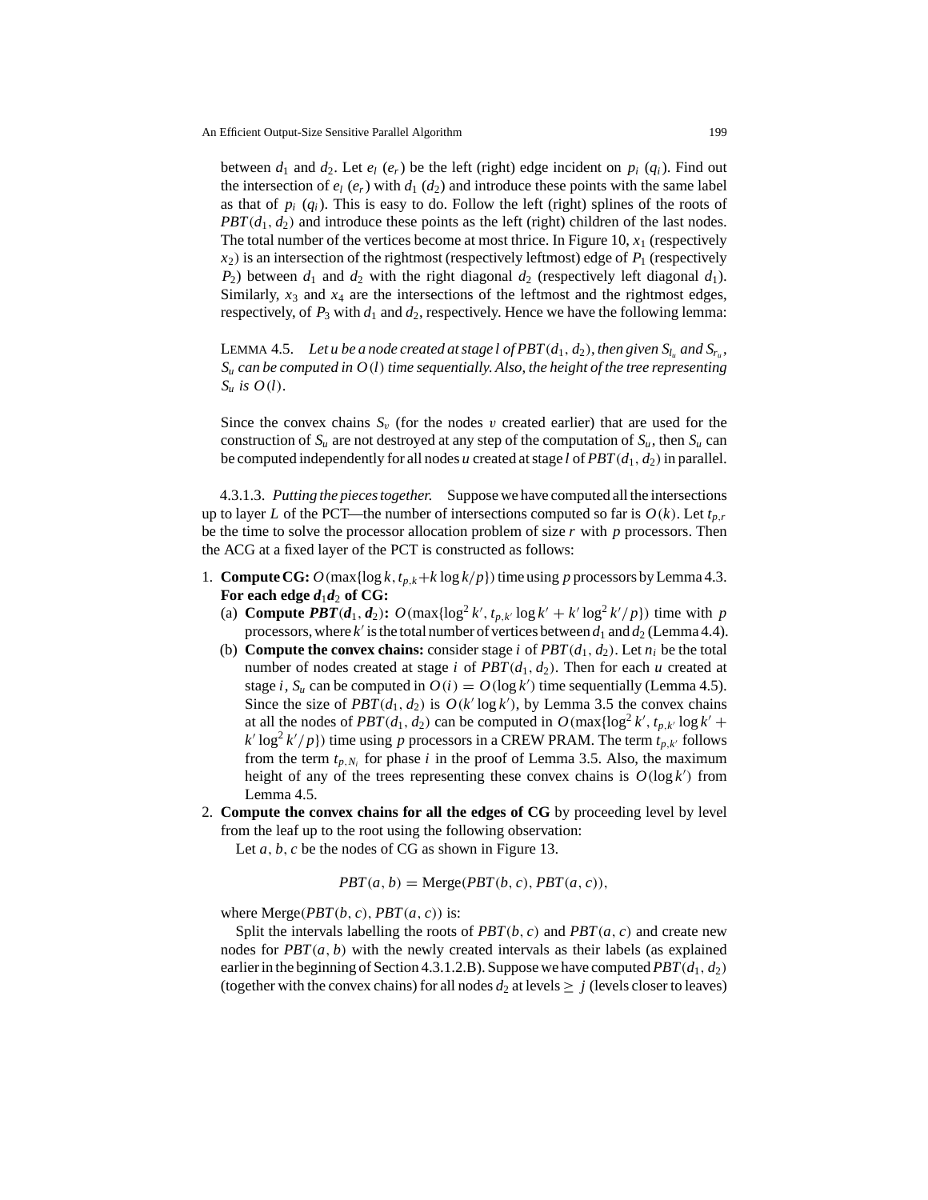between $d_1$ and $d_2$. Let $e_l$ ($e_r$) be the left (right) edge incident on $p_i$ ($q_i$). Find out the intersection of $e_l$ ($e_r$) with $d_1$ ($d_2$) and introduce these points with the same label as that of $p_i$ ($q_i$). This is easy to do. Follow the left (right) splines of the roots of $PBT(d_1, d_2)$ and introduce these points as the left (right) children of the last nodes. The total number of the vertices become at most thrice. In Figure 10, $x_1$ (respectively $x_2$) is an intersection of the rightmost (respectively leftmost) edge of $P_1$ (respectively $P_2$) between $d_1$ and $d_2$ with the right diagonal $d_2$ (respectively left diagonal $d_1$). Similarly, $x_3$ and $x_4$ are the intersections of the leftmost and the rightmost edges, respectively, of $P_3$ with $d_1$ and $d_2$, respectively. Hence we have the following lemma:

LEMMA 4.5. *Let $u$ be a node created at stage $l$ of $PBT(d_1, d_2)$, then given $S_{l_u}$ and $S_{r_u}$, $S_u$ can be computed in $O(l)$ time sequentially. Also, the height of the tree representing $S_u$ is $O(l)$.*

Since the convex chains $S_v$ (for the nodes $v$ created earlier) that are used for the construction of $S_u$ are not destroyed at any step of the computation of $S_u$, then $S_u$ can be computed independently for all nodes $u$ created at stage $l$ of $PBT(d_1, d_2)$ in parallel.

4.3.1.3. *Putting the pieces together.* Suppose we have computed all the intersections up to layer $L$ of the PCT—the number of intersections computed so far is $O(k)$. Let $t_{p,r}$ be the time to solve the processor allocation problem of size $r$ with $p$ processors. Then the ACG at a fixed layer of the PCT is constructed as follows:

1. **Compute CG:** $O(\max\{\log k, t_{p,k} + k \log k/p\})$ time using $p$ processors by Lemma 4.3.
   **For each edge $d_1d_2$ of CG:**
   (a) **Compute $PBT(d_1, d_2)$:** $O(\max\{\log^2 k', t_{p,k'} \log k' + k' \log^2 k'/p\})$ time with $p$ processors, where $k'$ is the total number of vertices between $d_1$ and $d_2$ (Lemma 4.4).
   (b) **Compute the convex chains:** consider stage $i$ of $PBT(d_1, d_2)$. Let $n_i$ be the total number of nodes created at stage $i$ of $PBT(d_1, d_2)$. Then for each $u$ created at stage $i$, $S_u$ can be computed in $O(i) = O(\log k')$ time sequentially (Lemma 4.5). Since the size of $PBT(d_1, d_2)$ is $O(k' \log k')$, by Lemma 3.5 the convex chains at all the nodes of $PBT(d_1, d_2)$ can be computed in $O(\max\{\log^2 k', t_{p,k'} \log k' + k' \log^2 k'/p\})$ time using $p$ processors in a CREW PRAM. The term $t_{p,k'}$ follows from the term $t_{p,N_i}$ for phase $i$ in the proof of Lemma 3.5. Also, the maximum height of any of the trees representing these convex chains is $O(\log k')$ from Lemma 4.5.
2. **Compute the convex chains for all the edges of CG** by proceeding level by level from the leaf up to the root using the following observation:
   Let $a, b, c$ be the nodes of CG as shown in Figure 13.

$$PBT(a, b) = \text{Merge}(PBT(b, c), PBT(a, c)),$$

   where $\text{Merge}(PBT(b, c), PBT(a, c))$ is:
   Split the intervals labelling the roots of $PBT(b, c)$ and $PBT(a, c)$ and create new nodes for $PBT(a, b)$ with the newly created intervals as their labels (as explained earlier in the beginning of Section 4.3.1.2.B). Suppose we have computed $PBT(d_1, d_2)$ (together with the convex chains) for all nodes $d_2$ at levels $\geq j$ (levels closer to leaves)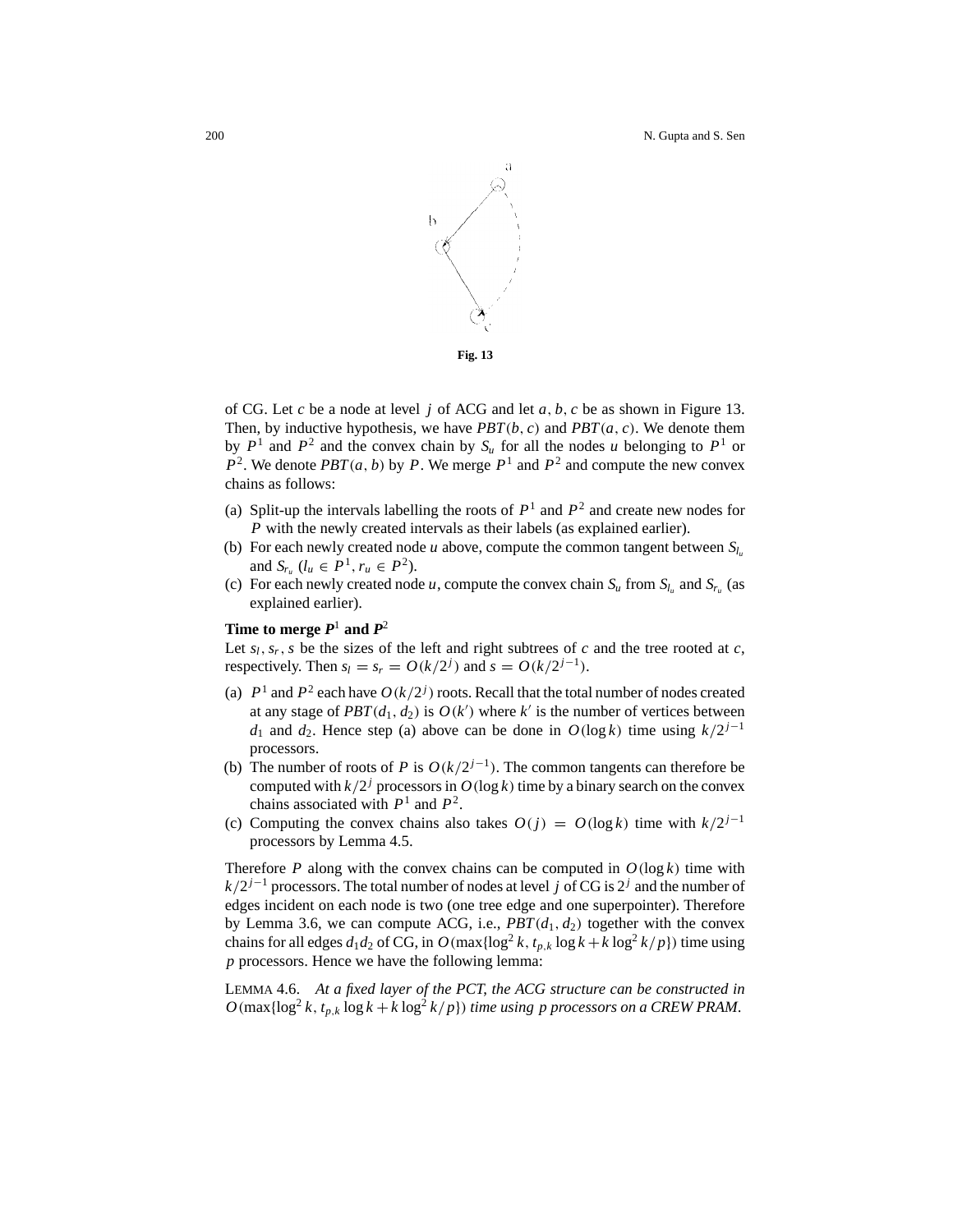Fig. 13

of CG. Let $c$ be a node at level $j$ of ACG and let $a, b, c$ be as shown in Figure 13. Then, by inductive hypothesis, we have $PBT(b, c)$ and $PBT(a, c)$. We denote them by $P^1$ and $P^2$ and the convex chain by $S_u$ for all the nodes $u$ belonging to $P^1$ or $P^2$. We denote $PBT(a, b)$ by $P$. We merge $P^1$ and $P^2$ and compute the new convex chains as follows:

(a) Split-up the intervals labelling the roots of $P^1$ and $P^2$ and create new nodes for $P$ with the newly created intervals as their labels (as explained earlier).
(b) For each newly created node $u$ above, compute the common tangent between $S_{l_u}$ and $S_{r_u}$ ($l_u \in P^1, r_u \in P^2$).
(c) For each newly created node $u$, compute the convex chain $S_u$ from $S_{l_u}$ and $S_{r_u}$ (as explained earlier).

**Time to merge $P^1$ and $P^2$**

Let $s_l, s_r, s$ be the sizes of the left and right subtrees of $c$ and the tree rooted at $c$, respectively. Then $s_l = s_r = O(k/2^j)$ and $s = O(k/2^{j-1})$.

(a) $P^1$ and $P^2$ each have $O(k/2^j)$ roots. Recall that the total number of nodes created at any stage of $PBT(d_1, d_2)$ is $O(k')$ where $k'$ is the number of vertices between $d_1$ and $d_2$. Hence step (a) above can be done in $O(\log k)$ time using $k/2^{j-1}$ processors.
(b) The number of roots of $P$ is $O(k/2^{j-1})$. The common tangents can therefore be computed with $k/2^j$ processors in $O(\log k)$ time by a binary search on the convex chains associated with $P^1$ and $P^2$.
(c) Computing the convex chains also takes $O(j) = O(\log k)$ time with $k/2^{j-1}$ processors by Lemma 4.5.

Therefore $P$ along with the convex chains can be computed in $O(\log k)$ time with $k/2^{j-1}$ processors. The total number of nodes at level $j$ of CG is $2^j$ and the number of edges incident on each node is two (one tree edge and one superpointer). Therefore by Lemma 3.6, we can compute ACG, i.e., $PBT(d_1, d_2)$ together with the convex chains for all edges $d_1 d_2$ of CG, in $O(\max\{\log^2 k, t_{p,k} \log k + k \log^2 k/p\})$ time using $p$ processors. Hence we have the following lemma:

LEMMA 4.6. *At a fixed layer of the PCT, the ACG structure can be constructed in $O(\max\{\log^2 k, t_{p,k} \log k + k \log^2 k/p\})$ time using $p$ processors on a CREW PRAM.*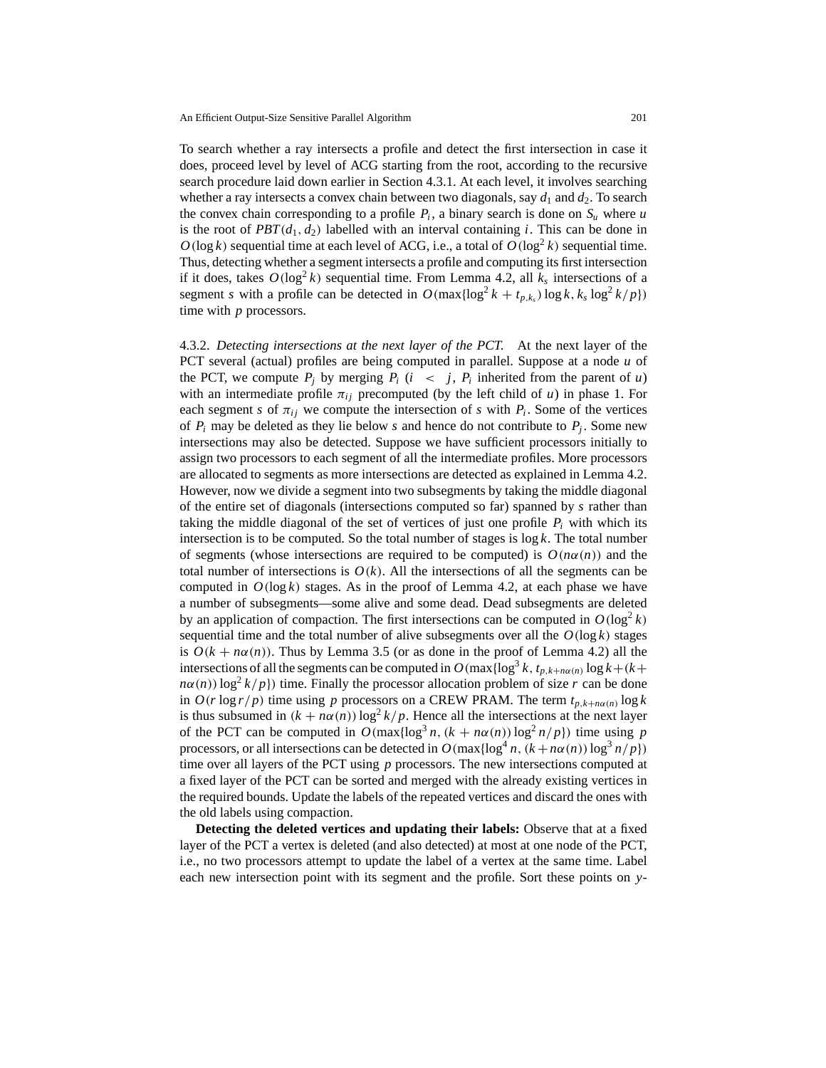To search whether a ray intersects a profile and detect the first intersection in case it does, proceed level by level of ACG starting from the root, according to the recursive search procedure laid down earlier in Section 4.3.1. At each level, it involves searching whether a ray intersects a convex chain between two diagonals, say $d_1$ and $d_2$. To search the convex chain corresponding to a profile $P_i$, a binary search is done on $S_u$ where $u$ is the root of $PBT(d_1, d_2)$ labelled with an interval containing $i$. This can be done in $O(\log k)$ sequential time at each level of ACG, i.e., a total of $O(\log^2 k)$ sequential time. Thus, detecting whether a segment intersects a profile and computing its first intersection if it does, takes $O(\log^2 k)$ sequential time. From Lemma 4.2, all $k_s$ intersections of a segment $s$ with a profile can be detected in $O(\max\{\log^2 k + t_{p,k_s}) \log k, k_s \log^2 k/p\})$ time with $p$ processors.

4.3.2. *Detecting intersections at the next layer of the PCT.* At the next layer of the PCT several (actual) profiles are being computed in parallel. Suppose at a node $u$ of the PCT, we compute $P_j$ by merging $P_i$ ($i < j$, $P_i$ inherited from the parent of $u$) with an intermediate profile $\pi_{ij}$ precomputed (by the left child of $u$) in phase 1. For each segment $s$ of $\pi_{ij}$ we compute the intersection of $s$ with $P_i$. Some of the vertices of $P_i$ may be deleted as they lie below $s$ and hence do not contribute to $P_j$. Some new intersections may also be detected. Suppose we have sufficient processors initially to assign two processors to each segment of all the intermediate profiles. More processors are allocated to segments as more intersections are detected as explained in Lemma 4.2. However, now we divide a segment into two subsegments by taking the middle diagonal of the entire set of diagonals (intersections computed so far) spanned by $s$ rather than taking the middle diagonal of the set of vertices of just one profile $P_i$ with which its intersection is to be computed. So the total number of stages is $\log k$. The total number of segments (whose intersections are required to be computed) is $O(n\alpha(n))$ and the total number of intersections is $O(k)$. All the intersections of all the segments can be computed in $O(\log k)$ stages. As in the proof of Lemma 4.2, at each phase we have a number of subsegments—some alive and some dead. Dead subsegments are deleted by an application of compaction. The first intersections can be computed in $O(\log^2 k)$ sequential time and the total number of alive subsegments over all the $O(\log k)$ stages is $O(k + n\alpha(n))$. Thus by Lemma 3.5 (or as done in the proof of Lemma 4.2) all the intersections of all the segments can be computed in $O(\max\{\log^3 k, t_{p,k+n\alpha(n)} \log k + (k + n\alpha(n)) \log^2 k/p\})$ time. Finally the processor allocation problem of size $r$ can be done in $O(r \log r/p)$ time using $p$ processors on a CREW PRAM. The term $t_{p,k+n\alpha(n)} \log k$ is thus subsumed in $(k + n\alpha(n)) \log^2 k/p$. Hence all the intersections at the next layer of the PCT can be computed in $O(\max\{\log^3 n, (k + n\alpha(n)) \log^2 n/p\})$ time using $p$ processors, or all intersections can be detected in $O(\max\{\log^4 n, (k + n\alpha(n)) \log^3 n/p\})$ time over all layers of the PCT using $p$ processors. The new intersections computed at a fixed layer of the PCT can be sorted and merged with the already existing vertices in the required bounds. Update the labels of the repeated vertices and discard the ones with the old labels using compaction.

**Detecting the deleted vertices and updating their labels:** Observe that at a fixed layer of the PCT a vertex is deleted (and also detected) at most at one node of the PCT, i.e., no two processors attempt to update the label of a vertex at the same time. Label each new intersection point with its segment and the profile. Sort these points on $y$-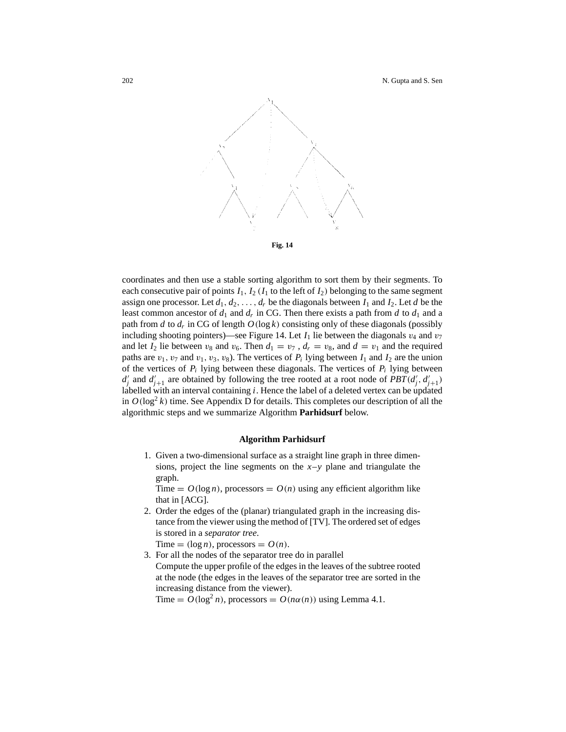Fig. 14

coordinates and then use a stable sorting algorithm to sort them by their segments. To each consecutive pair of points $I_1$, $I_2$ ($I_1$ to the left of $I_2$) belonging to the same segment assign one processor. Let $d_1, d_2, \ldots, d_r$ be the diagonals between $I_1$ and $I_2$. Let $d$ be the least common ancestor of $d_1$ and $d_r$ in CG. Then there exists a path from $d$ to $d_1$ and a path from $d$ to $d_r$ in CG of length $O(\log k)$ consisting only of these diagonals (possibly including shooting pointers)—see Figure 14. Let $I_1$ lie between the diagonals $v_4$ and $v_7$ and let $I_2$ lie between $v_8$ and $v_6$. Then $d_1 = v_7$, $d_r = v_8$, and $d = v_1$ and the required paths are $v_1$, $v_7$ and $v_1$, $v_3$, $v_8$). The vertices of $P_i$ lying between $I_1$ and $I_2$ are the union of the vertices of $P_i$ lying between these diagonals. The vertices of $P_i$ lying between $d'_j$ and $d'_{j+1}$ are obtained by following the tree rooted at a root node of $PBT(d'_j, d'_{j+1})$ labelled with an interval containing $i$. Hence the label of a deleted vertex can be updated in $O(\log^2 k)$ time. See Appendix D for details. This completes our description of all the algorithmic steps and we summarize Algorithm **Parhidsurf** below.

**Algorithm Parhidsurf**

1. Given a two-dimensional surface as a straight line graph in three dimensions, project the line segments on the $x$–$y$ plane and triangulate the graph.
   Time $= O(\log n)$, processors $= O(n)$ using any efficient algorithm like that in [ACG].
2. Order the edges of the (planar) triangulated graph in the increasing distance from the viewer using the method of [TV]. The ordered set of edges is stored in a *separator tree*.
   Time $= (\log n)$, processors $= O(n)$.
3. For all the nodes of the separator tree do in parallel
   Compute the upper profile of the edges in the leaves of the subtree rooted at the node (the edges in the leaves of the separator tree are sorted in the increasing distance from the viewer).
   Time $= O(\log^2 n)$, processors $= O(n\alpha(n))$ using Lemma 4.1.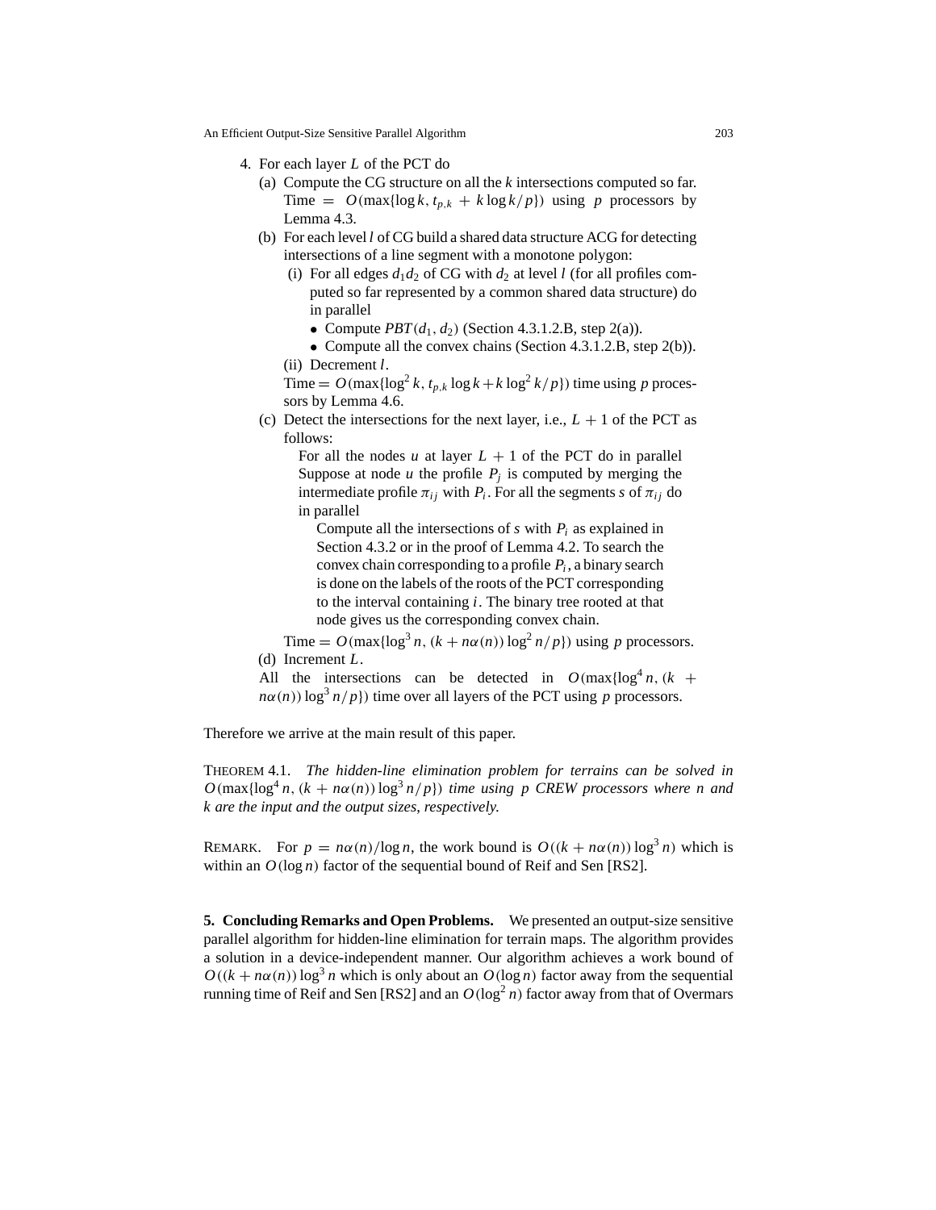4. For each layer $L$ of the PCT do
   (a) Compute the CG structure on all the $k$ intersections computed so far. Time $= O(\max\{\log k, t_{p,k} + k\log k/p\})$ using $p$ processors by Lemma 4.3.
   (b) For each level $l$ of CG build a shared data structure ACG for detecting intersections of a line segment with a monotone polygon:
      (i) For all edges $d_1d_2$ of CG with $d_2$ at level $l$ (for all profiles computed so far represented by a common shared data structure) do in parallel
         - Compute $PBT(d_1, d_2)$ (Section 4.3.1.2.B, step 2(a)).
         - Compute all the convex chains (Section 4.3.1.2.B, step 2(b)).
      (ii) Decrement $l$.

      Time $= O(\max\{\log^2 k, t_{p,k}\log k + k\log^2 k/p\})$ time using $p$ processors by Lemma 4.6.
   (c) Detect the intersections for the next layer, i.e., $L+1$ of the PCT as follows:

      For all the nodes $u$ at layer $L+1$ of the PCT do in parallel Suppose at node $u$ the profile $P_j$ is computed by merging the intermediate profile $\pi_{ij}$ with $P_i$. For all the segments $s$ of $\pi_{ij}$ do in parallel

         Compute all the intersections of $s$ with $P_i$ as explained in Section 4.3.2 or in the proof of Lemma 4.2. To search the convex chain corresponding to a profile $P_i$, a binary search is done on the labels of the roots of the PCT corresponding to the interval containing $i$. The binary tree rooted at that node gives us the corresponding convex chain.

      Time $= O(\max\{\log^3 n, (k + n\alpha(n))\log^2 n/p\})$ using $p$ processors.
   (d) Increment $L$.

   All the intersections can be detected in $O(\max\{\log^4 n, (k + n\alpha(n))\log^3 n/p\})$ time over all layers of the PCT using $p$ processors.

Therefore we arrive at the main result of this paper.

THEOREM 4.1. *The hidden-line elimination problem for terrains can be solved in* $O(\max\{\log^4 n, (k + n\alpha(n))\log^3 n/p\})$ *time using p CREW processors where n and k are the input and the output sizes, respectively.*

REMARK. For $p = n\alpha(n)/\log n$, the work bound is $O((k + n\alpha(n))\log^3 n)$ which is within an $O(\log n)$ factor of the sequential bound of Reif and Sen [RS2].

**5. Concluding Remarks and Open Problems.** We presented an output-size sensitive parallel algorithm for hidden-line elimination for terrain maps. The algorithm provides a solution in a device-independent manner. Our algorithm achieves a work bound of $O((k + n\alpha(n))\log^3 n$ which is only about an $O(\log n)$ factor away from the sequential running time of Reif and Sen [RS2] and an $O(\log^2 n)$ factor away from that of Overmars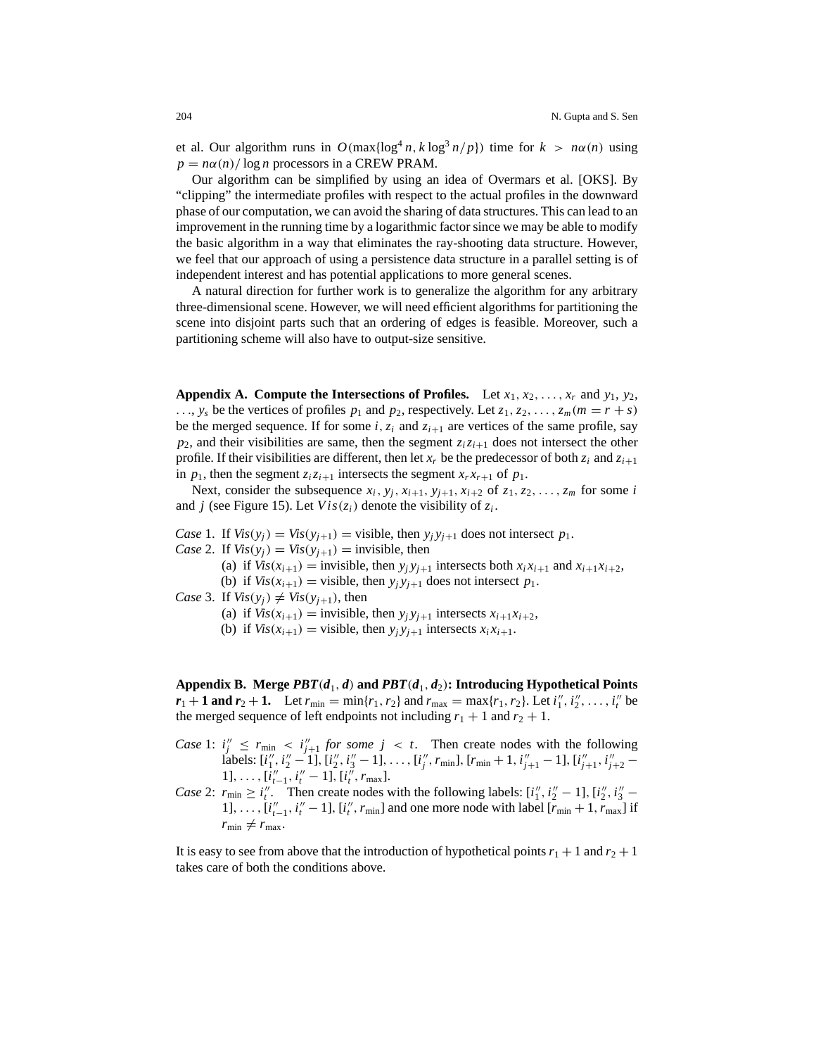et al. Our algorithm runs in $O(\max\{\log^4 n, k \log^3 n/p\})$ time for $k > n\alpha(n)$ using $p = n\alpha(n)/\log n$ processors in a CREW PRAM.

Our algorithm can be simplified by using an idea of Overmars et al. [OKS]. By "clipping" the intermediate profiles with respect to the actual profiles in the downward phase of our computation, we can avoid the sharing of data structures. This can lead to an improvement in the running time by a logarithmic factor since we may be able to modify the basic algorithm in a way that eliminates the ray-shooting data structure. However, we feel that our approach of using a persistence data structure in a parallel setting is of independent interest and has potential applications to more general scenes.

A natural direction for further work is to generalize the algorithm for any arbitrary three-dimensional scene. However, we will need efficient algorithms for partitioning the scene into disjoint parts such that an ordering of edges is feasible. Moreover, such a partitioning scheme will also have to output-size sensitive.

**Appendix A. Compute the Intersections of Profiles.** Let $x_1, x_2, \ldots, x_r$ and $y_1, y_2, \ldots, y_s$ be the vertices of profiles $p_1$ and $p_2$, respectively. Let $z_1, z_2, \ldots, z_m (m = r + s)$ be the merged sequence. If for some $i$, $z_i$ and $z_{i+1}$ are vertices of the same profile, say $p_2$, and their visibilities are same, then the segment $z_i z_{i+1}$ does not intersect the other profile. If their visibilities are different, then let $x_r$ be the predecessor of both $z_i$ and $z_{i+1}$ in $p_1$, then the segment $z_i z_{i+1}$ intersects the segment $x_r x_{r+1}$ of $p_1$.

Next, consider the subsequence $x_i, y_j, x_{i+1}, y_{j+1}, x_{i+2}$ of $z_1, z_2, \ldots, z_m$ for some $i$ and $j$ (see Figure 15). Let $Vis(z_i)$ denote the visibility of $z_i$.

*Case* 1. If $Vis(y_j) = Vis(y_{j+1}) =$ visible, then $y_j y_{j+1}$ does not intersect $p_1$.

*Case* 2. If $Vis(y_j) = Vis(y_{j+1}) =$ invisible, then
- (a) if $Vis(x_{i+1}) =$ invisible, then $y_j y_{j+1}$ intersects both $x_i x_{i+1}$ and $x_{i+1} x_{i+2}$,
- (b) if $Vis(x_{i+1}) =$ visible, then $y_j y_{j+1}$ does not intersect $p_1$.

*Case* 3. If $Vis(y_j) \neq Vis(y_{j+1})$, then
- (a) if $Vis(x_{i+1}) =$ invisible, then $y_j y_{j+1}$ intersects $x_{i+1} x_{i+2}$,
- (b) if $Vis(x_{i+1}) =$ visible, then $y_j y_{j+1}$ intersects $x_i x_{i+1}$.

**Appendix B. Merge $PBT(d_1, d)$ and $PBT(d_1, d_2)$: Introducing Hypothetical Points $r_1 + 1$ and $r_2 + 1$.** Let $r_{\min} = \min\{r_1, r_2\}$ and $r_{\max} = \max\{r_1, r_2\}$. Let $i''_1, i''_2, \ldots, i''_t$ be the merged sequence of left endpoints not including $r_1 + 1$ and $r_2 + 1$.

*Case* 1: *$i''_j \leq r_{\min} < i''_{j+1}$ for some $j < t$.* Then create nodes with the following labels: $[i''_1, i''_2 - 1], [i''_2, i''_3 - 1], \ldots, [i''_j, r_{\min}], [r_{\min} + 1, i''_{j+1} - 1], [i''_{j+1}, i''_{j+2} - 1], \ldots, [i''_{t-1}, i''_t - 1], [i''_t, r_{\max}]$.

*Case* 2: $r_{\min} \geq i''_t$. Then create nodes with the following labels: $[i''_1, i''_2 - 1], [i''_2, i''_3 - 1], \ldots, [i''_{t-1}, i''_t - 1], [i''_t, r_{\min}]$ and one more node with label $[r_{\min} + 1, r_{\max}]$ if $r_{\min} \neq r_{\max}$.

It is easy to see from above that the introduction of hypothetical points $r_1 + 1$ and $r_2 + 1$ takes care of both the conditions above.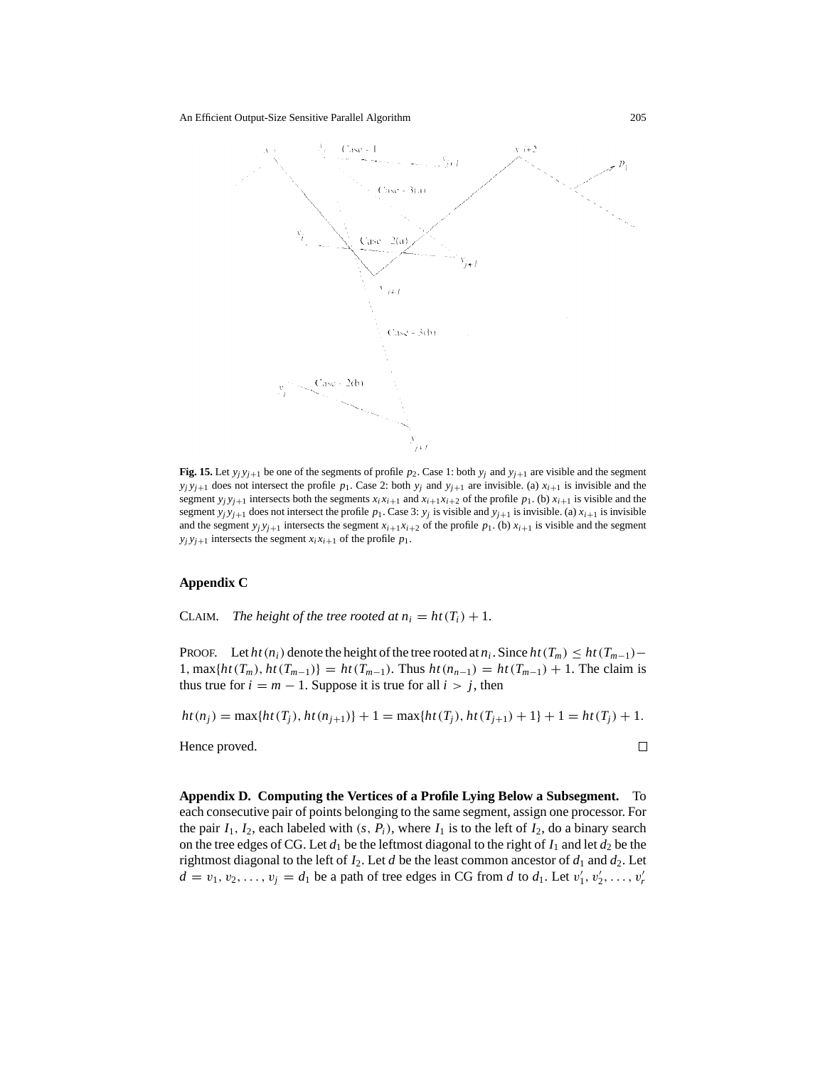**Fig. 15.** Let $y_j y_{j+1}$ be one of the segments of profile $p_2$. Case 1: both $y_j$ and $y_{j+1}$ are visible and the segment $y_j y_{j+1}$ does not intersect the profile $p_1$. Case 2: both $y_j$ and $y_{j+1}$ are invisible. (a) $x_{i+1}$ is invisible and the segment $y_j y_{j+1}$ intersects both the segments $x_i x_{i+1}$ and $x_{i+1} x_{i+2}$ of the profile $p_1$. (b) $x_{i+1}$ is visible and the segment $y_j y_{j+1}$ does not intersect the profile $p_1$. Case 3: $y_j$ is visible and $y_{j+1}$ is invisible. (a) $x_{i+1}$ is invisible and the segment $y_j y_{j+1}$ intersects the segment $x_{i+1} x_{i+2}$ of the profile $p_1$. (b) $x_{i+1}$ is visible and the segment $y_j y_{j+1}$ intersects the segment $x_i x_{i+1}$ of the profile $p_1$.

## Appendix C

CLAIM. *The height of the tree rooted at* $n_i = ht(T_i) + 1$.

PROOF. Let $ht(n_i)$ denote the height of the tree rooted at $n_i$. Since $ht(T_m) \leq ht(T_{m-1}) - 1$, $\max\{ht(T_m), ht(T_{m-1})\} = ht(T_{m-1})$. Thus $ht(n_{n-1}) = ht(T_{m-1}) + 1$. The claim is thus true for $i = m - 1$. Suppose it is true for all $i > j$, then

$$ht(n_j) = \max\{ht(T_j), ht(n_{j+1})\} + 1 = \max\{ht(T_j), ht(T_{j+1}) + 1\} + 1 = ht(T_j) + 1.$$

Hence proved. □

**Appendix D. Computing the Vertices of a Profile Lying Below a Subsegment.** To each consecutive pair of points belonging to the same segment, assign one processor. For the pair $I_1$, $I_2$, each labeled with $(s, P_i)$, where $I_1$ is to the left of $I_2$, do a binary search on the tree edges of CG. Let $d_1$ be the leftmost diagonal to the right of $I_1$ and let $d_2$ be the rightmost diagonal to the left of $I_2$. Let $d$ be the least common ancestor of $d_1$ and $d_2$. Let $d = v_1, v_2, \ldots, v_j = d_1$ be a path of tree edges in CG from $d$ to $d_1$. Let $v'_1, v'_2, \ldots, v'_r$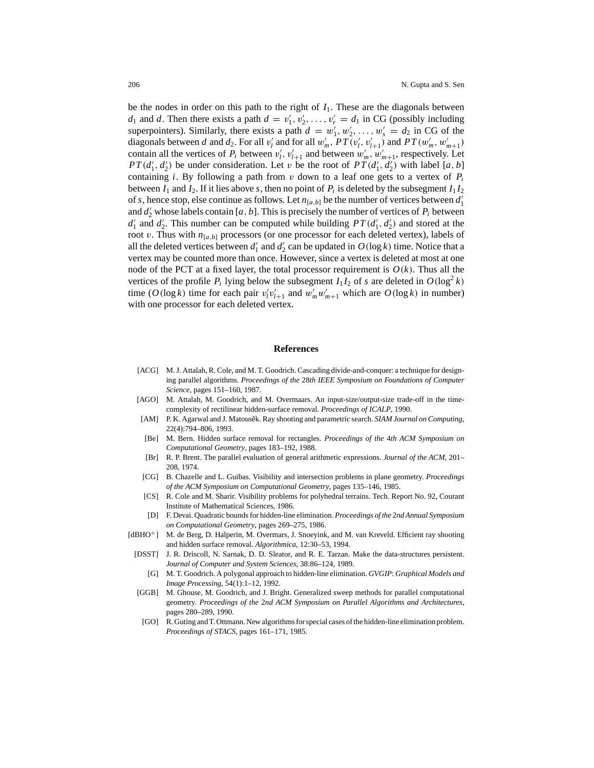be the nodes in order on this path to the right of $I_1$. These are the diagonals between $d_1$ and $d$. Then there exists a path $d = v'_1, v'_2, \ldots, v'_r = d_1$ in CG (possibly including superpointers). Similarly, there exists a path $d = w'_1, w'_2, \ldots, w'_s = d_2$ in CG of the diagonals between $d$ and $d_2$. For all $v'_l$ and for all $w'_m$, $PT(v'_l, v'_{l+1})$ and $PT(w'_m, w'_{m+1})$ contain all the vertices of $P_i$ between $v'_l, v'_{l+1}$ and between $w'_m, w'_{m+1}$, respectively. Let $PT(d'_1, d'_2)$ be under consideration. Let $v$ be the root of $PT(d'_1, d'_2)$ with label $[a, b]$ containing $i$. By following a path from $v$ down to a leaf one gets to a vertex of $P_i$ between $I_1$ and $I_2$. If it lies above $s$, then no point of $P_i$ is deleted by the subsegment $I_1 I_2$ of $s$, hence stop, else continue as follows. Let $n_{[a,b]}$ be the number of vertices between $d'_1$ and $d'_2$ whose labels contain $[a, b]$. This is precisely the number of vertices of $P_i$ between $d'_1$ and $d'_2$. This number can be computed while building $PT(d'_1, d'_2)$ and stored at the root $v$. Thus with $n_{[a,b]}$ processors (or one processor for each deleted vertex), labels of all the deleted vertices between $d'_1$ and $d'_2$ can be updated in $O(\log k)$ time. Notice that a vertex may be counted more than once. However, since a vertex is deleted at most at one node of the PCT at a fixed layer, the total processor requirement is $O(k)$. Thus all the vertices of the profile $P_i$ lying below the subsegment $I_1 I_2$ of $s$ are deleted in $O(\log^2 k)$ time ($O(\log k)$ time for each pair $v'_l v'_{l+1}$ and $w'_m w'_{m+1}$ which are $O(\log k)$ in number) with one processor for each deleted vertex.

## References

[ACG] M. J. Attalah, R. Cole, and M. T. Goodrich. Cascading divide-and-conquer: a technique for designing parallel algorithms. *Proceedings of the 28th IEEE Symposium on Foundations of Computer Science*, pages 151–160, 1987.

[AGO] M. Attalah, M. Goodrich, and M. Overmaars. An input-size/output-size trade-off in the time-complexity of rectilinear hidden-surface removal. *Proceedings of ICALP*, 1990.

[AM] P. K. Agarwal and J. Matoušek. Ray shooting and parametric search. *SIAM Journal on Computing*, 22(4):794–806, 1993.

[Be] M. Bern. Hidden surface removal for rectangles. *Proceedings of the 4th ACM Symposium on Computational Geometry*, pages 183–192, 1988.

[Br] R. P. Brent. The parallel evaluation of general arithmetic expressions. *Journal of the ACM*, 201–208, 1974.

[CG] B. Chazelle and L. Guibas. Visibility and intersection problems in plane geometry. *Proceedings of the ACM Symposium on Computational Geometry*, pages 135–146, 1985.

[CS] R. Cole and M. Sharir. Visibility problems for polyhedral terrains. Tech. Report No. 92, Courant Institute of Mathematical Sciences, 1986.

[D] F. Devai. Quadratic bounds for hidden-line elimination. *Proceedings of the 2nd Annual Symposium on Computational Geometry*, pages 269–275, 1986.

[dBHO+] M. de Berg, D. Halperin, M. Overmars, J. Snoeyink, and M. van Kreveld. Efficient ray shooting and hidden surface removal. *Algorithmica*, 12:30–53, 1994.

[DSST] J. R. Driscoll, N. Sarnak, D. D. Sleator, and R. E. Tarzan. Make the data-structures persistent. *Journal of Computer and System Sciences*, 38:86–124, 1989.

[G] M. T. Goodrich. A polygonal approach to hidden-line elimination. *GVGIP: Graphical Models and Image Processing*, 54(1):1–12, 1992.

[GGB] M. Ghouse, M. Goodrich, and J. Bright. Generalized sweep methods for parallel computational geometry. *Proceedings of the 2nd ACM Symposium on Parallel Algorithms and Architectures*, pages 280–289, 1990.

[GO] R. Guting and T. Ottmann. New algorithms for special cases of the hidden-line elimination problem. *Proceedings of STACS*, pages 161–171, 1985.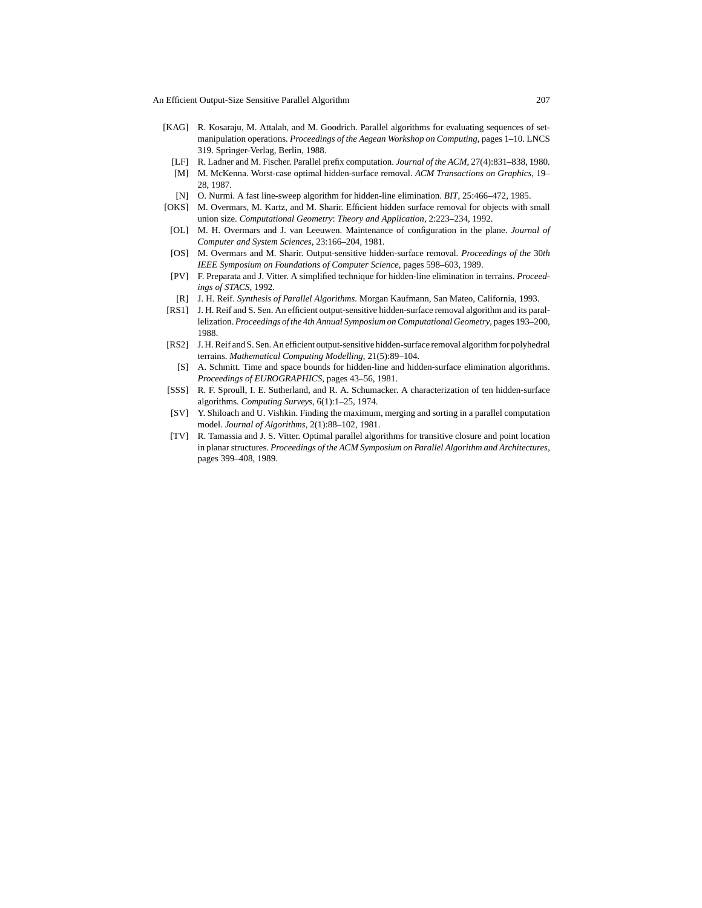[KAG] R. Kosaraju, M. Attalah, and M. Goodrich. Parallel algorithms for evaluating sequences of set-manipulation operations. *Proceedings of the Aegean Workshop on Computing*, pages 1–10. LNCS 319. Springer-Verlag, Berlin, 1988.

[LF] R. Ladner and M. Fischer. Parallel prefix computation. *Journal of the ACM*, 27(4):831–838, 1980.

[M] M. McKenna. Worst-case optimal hidden-surface removal. *ACM Transactions on Graphics*, 19–28, 1987.

[N] O. Nurmi. A fast line-sweep algorithm for hidden-line elimination. *BIT*, 25:466–472, 1985.

[OKS] M. Overmars, M. Kartz, and M. Sharir. Efficient hidden surface removal for objects with small union size. *Computational Geometry: Theory and Application*, 2:223–234, 1992.

[OL] M. H. Overmars and J. van Leeuwen. Maintenance of configuration in the plane. *Journal of Computer and System Sciences*, 23:166–204, 1981.

[OS] M. Overmars and M. Sharir. Output-sensitive hidden-surface removal. *Proceedings of the 30th IEEE Symposium on Foundations of Computer Science*, pages 598–603, 1989.

[PV] F. Preparata and J. Vitter. A simplified technique for hidden-line elimination in terrains. *Proceedings of STACS*, 1992.

[R] J. H. Reif. *Synthesis of Parallel Algorithms*. Morgan Kaufmann, San Mateo, California, 1993.

[RS1] J. H. Reif and S. Sen. An efficient output-sensitive hidden-surface removal algorithm and its parallelization. *Proceedings of the 4th Annual Symposium on Computational Geometry*, pages 193–200, 1988.

[RS2] J. H. Reif and S. Sen. An efficient output-sensitive hidden-surface removal algorithm for polyhedral terrains. *Mathematical Computing Modelling*, 21(5):89–104.

[S] A. Schmitt. Time and space bounds for hidden-line and hidden-surface elimination algorithms. *Proceedings of EUROGRAPHICS*, pages 43–56, 1981.

[SSS] R. F. Sproull, I. E. Sutherland, and R. A. Schumacker. A characterization of ten hidden-surface algorithms. *Computing Surveys*, 6(1):1–25, 1974.

[SV] Y. Shiloach and U. Vishkin. Finding the maximum, merging and sorting in a parallel computation model. *Journal of Algorithms*, 2(1):88–102, 1981.

[TV] R. Tamassia and J. S. Vitter. Optimal parallel algorithms for transitive closure and point location in planar structures. *Proceedings of the ACM Symposium on Parallel Algorithm and Architectures*, pages 399–408, 1989.